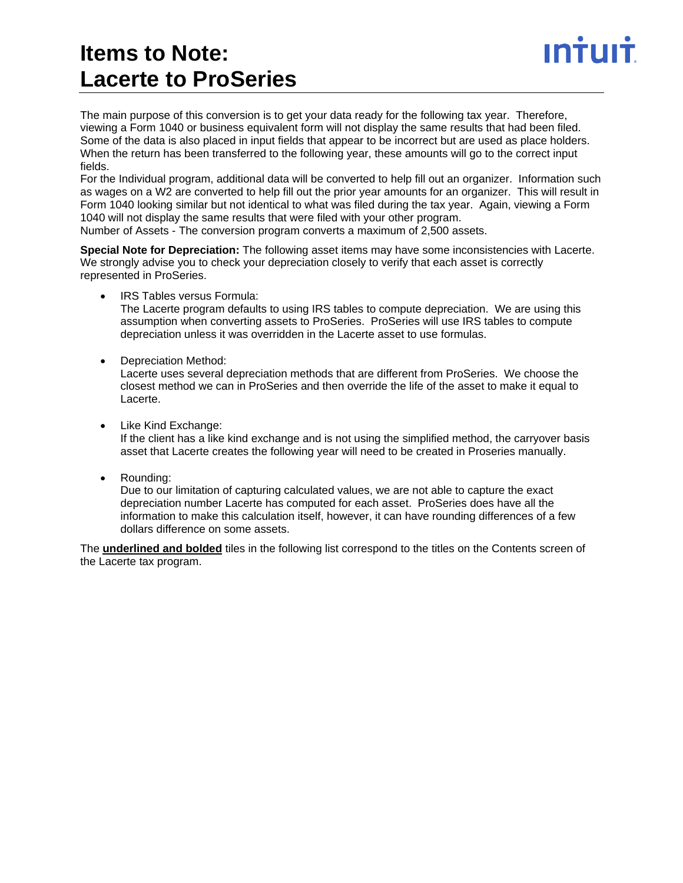# Items to Note: Lacerte to ProSeries

The main purpose of this conversion is to get your data ready for the following tax year. Therefore, viewing a Form 1040 or business equivalent form will not display the same results that had been filed. Some of the data is also placed in input fields that appear to be incorrect but are used as place holders. When the return has been transferred to the following year, these amounts will go to the correct input fields.
For the Individual program, additional data will be converted to help fill out an organizer. Information such as wages on a W2 are converted to help fill out the prior year amounts for an organizer. This will result in Form 1040 looking similar but not identical to what was filed during the tax year. Again, viewing a Form 1040 will not display the same results that were filed with your other program.
Number of Assets - The conversion program converts a maximum of 2,500 assets.

**Special Note for Depreciation:** The following asset items may have some inconsistencies with Lacerte. We strongly advise you to check your depreciation closely to verify that each asset is correctly represented in ProSeries.

- IRS Tables versus Formula:
  The Lacerte program defaults to using IRS tables to compute depreciation. We are using this assumption when converting assets to ProSeries. ProSeries will use IRS tables to compute depreciation unless it was overridden in the Lacerte asset to use formulas.

- Depreciation Method:
  Lacerte uses several depreciation methods that are different from ProSeries. We choose the closest method we can in ProSeries and then override the life of the asset to make it equal to Lacerte.

- Like Kind Exchange:
  If the client has a like kind exchange and is not using the simplified method, the carryover basis asset that Lacerte creates the following year will need to be created in Proseries manually.

- Rounding:
  Due to our limitation of capturing calculated values, we are not able to capture the exact depreciation number Lacerte has computed for each asset. ProSeries does have all the information to make this calculation itself, however, it can have rounding differences of a few dollars difference on some assets.

The **<u>underlined and bolded</u>** tiles in the following list correspond to the titles on the Contents screen of the Lacerte tax program.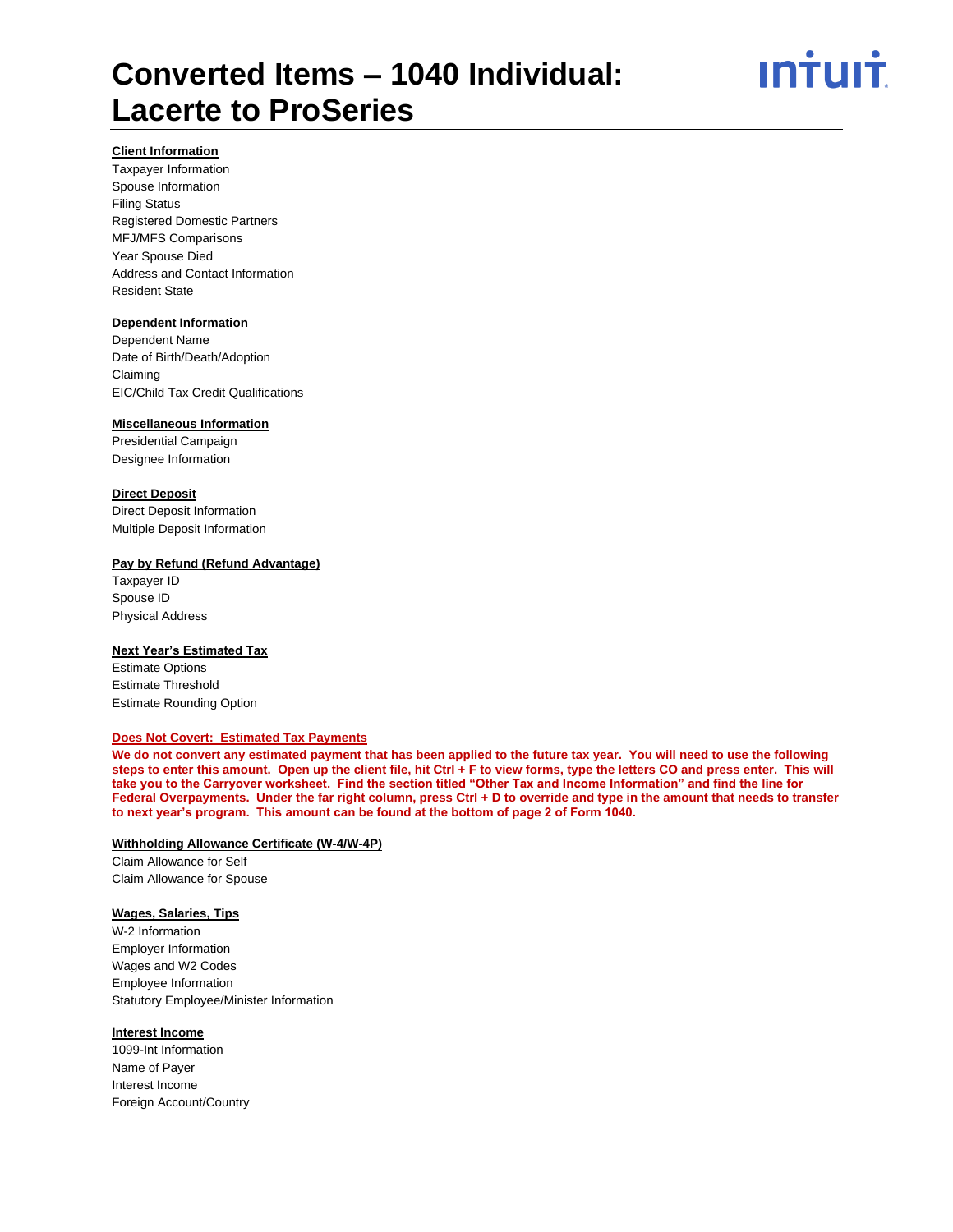# Converted Items – 1040 Individual: Lacerte to ProSeries

**Client Information**

Taxpayer Information
Spouse Information
Filing Status
Registered Domestic Partners
MFJ/MFS Comparisons
Year Spouse Died
Address and Contact Information
Resident State

**Dependent Information**

Dependent Name
Date of Birth/Death/Adoption
Claiming
EIC/Child Tax Credit Qualifications

**Miscellaneous Information**

Presidential Campaign
Designee Information

**Direct Deposit**

Direct Deposit Information
Multiple Deposit Information

**Pay by Refund (Refund Advantage)**

Taxpayer ID
Spouse ID
Physical Address

**Next Year's Estimated Tax**

Estimate Options
Estimate Threshold
Estimate Rounding Option

**Does Not Covert: Estimated Tax Payments**

**We do not convert any estimated payment that has been applied to the future tax year. You will need to use the following steps to enter this amount. Open up the client file, hit Ctrl + F to view forms, type the letters CO and press enter. This will take you to the Carryover worksheet. Find the section titled "Other Tax and Income Information" and find the line for Federal Overpayments. Under the far right column, press Ctrl + D to override and type in the amount that needs to transfer to next year's program. This amount can be found at the bottom of page 2 of Form 1040.**

**Withholding Allowance Certificate (W-4/W-4P)**

Claim Allowance for Self
Claim Allowance for Spouse

**Wages, Salaries, Tips**

W-2 Information
Employer Information
Wages and W2 Codes
Employee Information
Statutory Employee/Minister Information

**Interest Income**

1099-Int Information
Name of Payer
Interest Income
Foreign Account/Country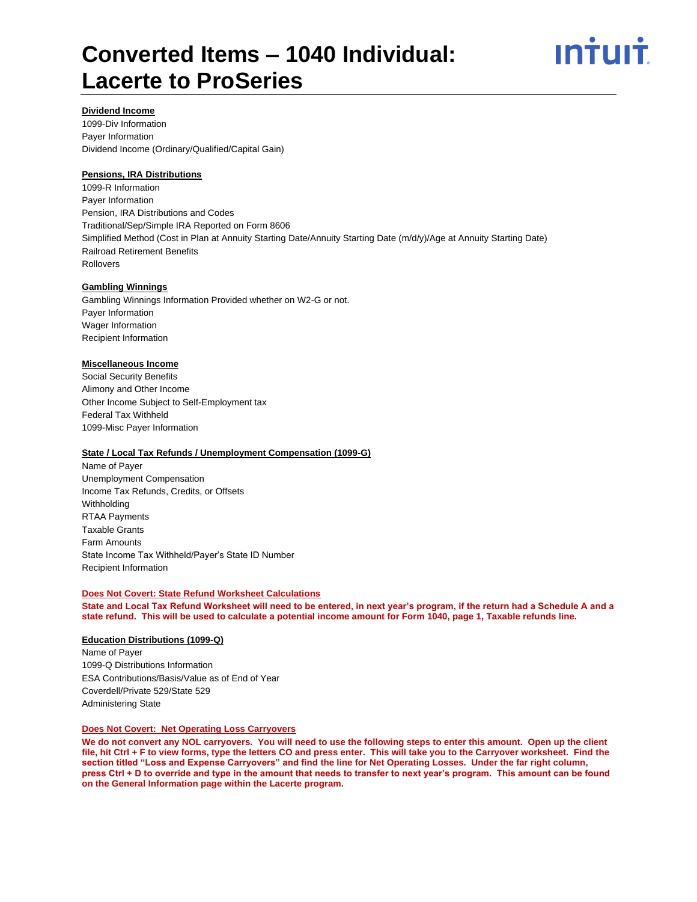**Dividend Income**

1099-Div Information
Payer Information
Dividend Income (Ordinary/Qualified/Capital Gain)

**Pensions, IRA Distributions**

1099-R Information
Payer Information
Pension, IRA Distributions and Codes
Traditional/Sep/Simple IRA Reported on Form 8606
Simplified Method (Cost in Plan at Annuity Starting Date/Annuity Starting Date (m/d/y)/Age at Annuity Starting Date)
Railroad Retirement Benefits
Rollovers

**Gambling Winnings**

Gambling Winnings Information Provided whether on W2-G or not.
Payer Information
Wager Information
Recipient Information

**Miscellaneous Income**

Social Security Benefits
Alimony and Other Income
Other Income Subject to Self-Employment tax
Federal Tax Withheld
1099-Misc Payer Information

**State / Local Tax Refunds / Unemployment Compensation (1099-G)**

Name of Payer
Unemployment Compensation
Income Tax Refunds, Credits, or Offsets
Withholding
RTAA Payments
Taxable Grants
Farm Amounts
State Income Tax Withheld/Payer's State ID Number
Recipient Information

**Does Not Covert: State Refund Worksheet Calculations**

**State and Local Tax Refund Worksheet will need to be entered, in next year's program, if the return had a Schedule A and a state refund. This will be used to calculate a potential income amount for Form 1040, page 1, Taxable refunds line.**

**Education Distributions (1099-Q)**

Name of Payer
1099-Q Distributions Information
ESA Contributions/Basis/Value as of End of Year
Coverdell/Private 529/State 529
Administering State

**Does Not Covert: Net Operating Loss Carryovers**

**We do not convert any NOL carryovers. You will need to use the following steps to enter this amount. Open up the client file, hit Ctrl + F to view forms, type the letters CO and press enter. This will take you to the Carryover worksheet. Find the section titled "Loss and Expense Carryovers" and find the line for Net Operating Losses. Under the far right column, press Ctrl + D to override and type in the amount that needs to transfer to next year's program. This amount can be found on the General Information page within the Lacerte program.**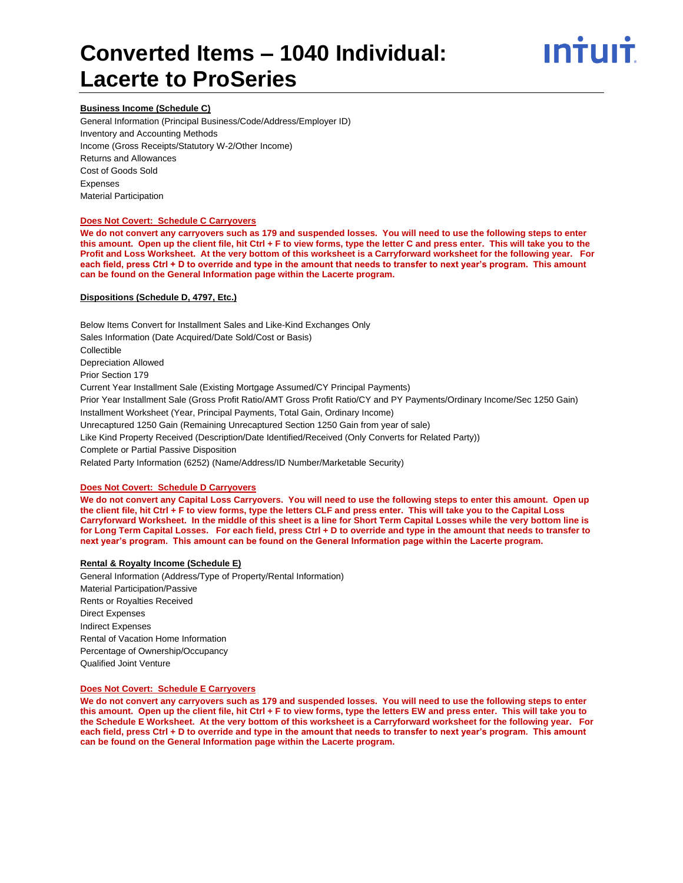# Converted Items – 1040 Individual: Lacerte to ProSeries

**Business Income (Schedule C)**

General Information (Principal Business/Code/Address/Employer ID)
Inventory and Accounting Methods
Income (Gross Receipts/Statutory W-2/Other Income)
Returns and Allowances
Cost of Goods Sold
Expenses
Material Participation

**Does Not Covert: Schedule C Carryovers**

**We do not convert any carryovers such as 179 and suspended losses. You will need to use the following steps to enter this amount. Open up the client file, hit Ctrl + F to view forms, type the letter C and press enter. This will take you to the Profit and Loss Worksheet. At the very bottom of this worksheet is a Carryforward worksheet for the following year. For each field, press Ctrl + D to override and type in the amount that needs to transfer to next year's program. This amount can be found on the General Information page within the Lacerte program.**

**Dispositions (Schedule D, 4797, Etc.)**

Below Items Convert for Installment Sales and Like-Kind Exchanges Only
Sales Information (Date Acquired/Date Sold/Cost or Basis)
Collectible
Depreciation Allowed
Prior Section 179
Current Year Installment Sale (Existing Mortgage Assumed/CY Principal Payments)
Prior Year Installment Sale (Gross Profit Ratio/AMT Gross Profit Ratio/CY and PY Payments/Ordinary Income/Sec 1250 Gain)
Installment Worksheet (Year, Principal Payments, Total Gain, Ordinary Income)
Unrecaptured 1250 Gain (Remaining Unrecaptured Section 1250 Gain from year of sale)
Like Kind Property Received (Description/Date Identified/Received (Only Converts for Related Party))
Complete or Partial Passive Disposition
Related Party Information (6252) (Name/Address/ID Number/Marketable Security)

**Does Not Covert: Schedule D Carryovers**

**We do not convert any Capital Loss Carryovers. You will need to use the following steps to enter this amount. Open up the client file, hit Ctrl + F to view forms, type the letters CLF and press enter. This will take you to the Capital Loss Carryforward Worksheet. In the middle of this sheet is a line for Short Term Capital Losses while the very bottom line is for Long Term Capital Losses. For each field, press Ctrl + D to override and type in the amount that needs to transfer to next year's program. This amount can be found on the General Information page within the Lacerte program.**

**Rental & Royalty Income (Schedule E)**

General Information (Address/Type of Property/Rental Information)
Material Participation/Passive
Rents or Royalties Received
Direct Expenses
Indirect Expenses
Rental of Vacation Home Information
Percentage of Ownership/Occupancy
Qualified Joint Venture

**Does Not Covert: Schedule E Carryovers**

**We do not convert any carryovers such as 179 and suspended losses. You will need to use the following steps to enter this amount. Open up the client file, hit Ctrl + F to view forms, type the letters EW and press enter. This will take you to the Schedule E Worksheet. At the very bottom of this worksheet is a Carryforward worksheet for the following year. For each field, press Ctrl + D to override and type in the amount that needs to transfer to next year's program. This amount can be found on the General Information page within the Lacerte program.**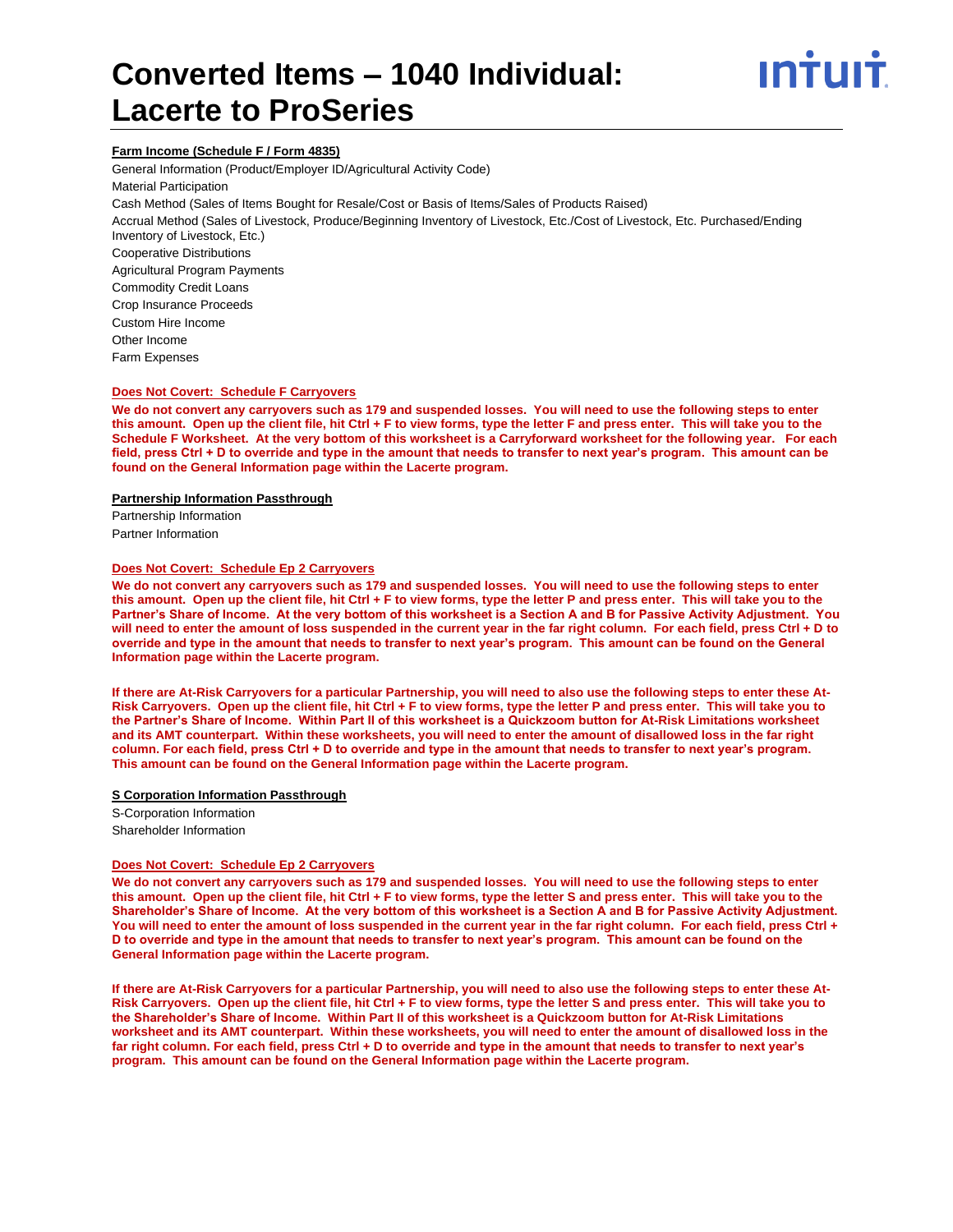# Converted Items – 1040 Individual: Lacerte to ProSeries

**Farm Income (Schedule F / Form 4835)**

General Information (Product/Employer ID/Agricultural Activity Code)
Material Participation
Cash Method (Sales of Items Bought for Resale/Cost or Basis of Items/Sales of Products Raised)
Accrual Method (Sales of Livestock, Produce/Beginning Inventory of Livestock, Etc./Cost of Livestock, Etc. Purchased/Ending Inventory of Livestock, Etc.)
Cooperative Distributions
Agricultural Program Payments
Commodity Credit Loans
Crop Insurance Proceeds
Custom Hire Income
Other Income
Farm Expenses

**Does Not Covert: Schedule F Carryovers**

**We do not convert any carryovers such as 179 and suspended losses. You will need to use the following steps to enter this amount. Open up the client file, hit Ctrl + F to view forms, type the letter F and press enter. This will take you to the Schedule F Worksheet. At the very bottom of this worksheet is a Carryforward worksheet for the following year. For each field, press Ctrl + D to override and type in the amount that needs to transfer to next year's program. This amount can be found on the General Information page within the Lacerte program.**

**Partnership Information Passthrough**

Partnership Information
Partner Information

**Does Not Covert: Schedule Ep 2 Carryovers**

**We do not convert any carryovers such as 179 and suspended losses. You will need to use the following steps to enter this amount. Open up the client file, hit Ctrl + F to view forms, type the letter P and press enter. This will take you to the Partner's Share of Income. At the very bottom of this worksheet is a Section A and B for Passive Activity Adjustment. You will need to enter the amount of loss suspended in the current year in the far right column. For each field, press Ctrl + D to override and type in the amount that needs to transfer to next year's program. This amount can be found on the General Information page within the Lacerte program.**

**If there are At-Risk Carryovers for a particular Partnership, you will need to also use the following steps to enter these At-Risk Carryovers. Open up the client file, hit Ctrl + F to view forms, type the letter P and press enter. This will take you to the Partner's Share of Income. Within Part II of this worksheet is a Quickzoom button for At-Risk Limitations worksheet and its AMT counterpart. Within these worksheets, you will need to enter the amount of disallowed loss in the far right column. For each field, press Ctrl + D to override and type in the amount that needs to transfer to next year's program. This amount can be found on the General Information page within the Lacerte program.**

**S Corporation Information Passthrough**

S-Corporation Information
Shareholder Information

**Does Not Covert: Schedule Ep 2 Carryovers**

**We do not convert any carryovers such as 179 and suspended losses. You will need to use the following steps to enter this amount. Open up the client file, hit Ctrl + F to view forms, type the letter S and press enter. This will take you to the Shareholder's Share of Income. At the very bottom of this worksheet is a Section A and B for Passive Activity Adjustment. You will need to enter the amount of loss suspended in the current year in the far right column. For each field, press Ctrl + D to override and type in the amount that needs to transfer to next year's program. This amount can be found on the General Information page within the Lacerte program.**

**If there are At-Risk Carryovers for a particular Partnership, you will need to also use the following steps to enter these At-Risk Carryovers. Open up the client file, hit Ctrl + F to view forms, type the letter S and press enter. This will take you to the Shareholder's Share of Income. Within Part II of this worksheet is a Quickzoom button for At-Risk Limitations worksheet and its AMT counterpart. Within these worksheets, you will need to enter the amount of disallowed loss in the far right column. For each field, press Ctrl + D to override and type in the amount that needs to transfer to next year's program. This amount can be found on the General Information page within the Lacerte program.**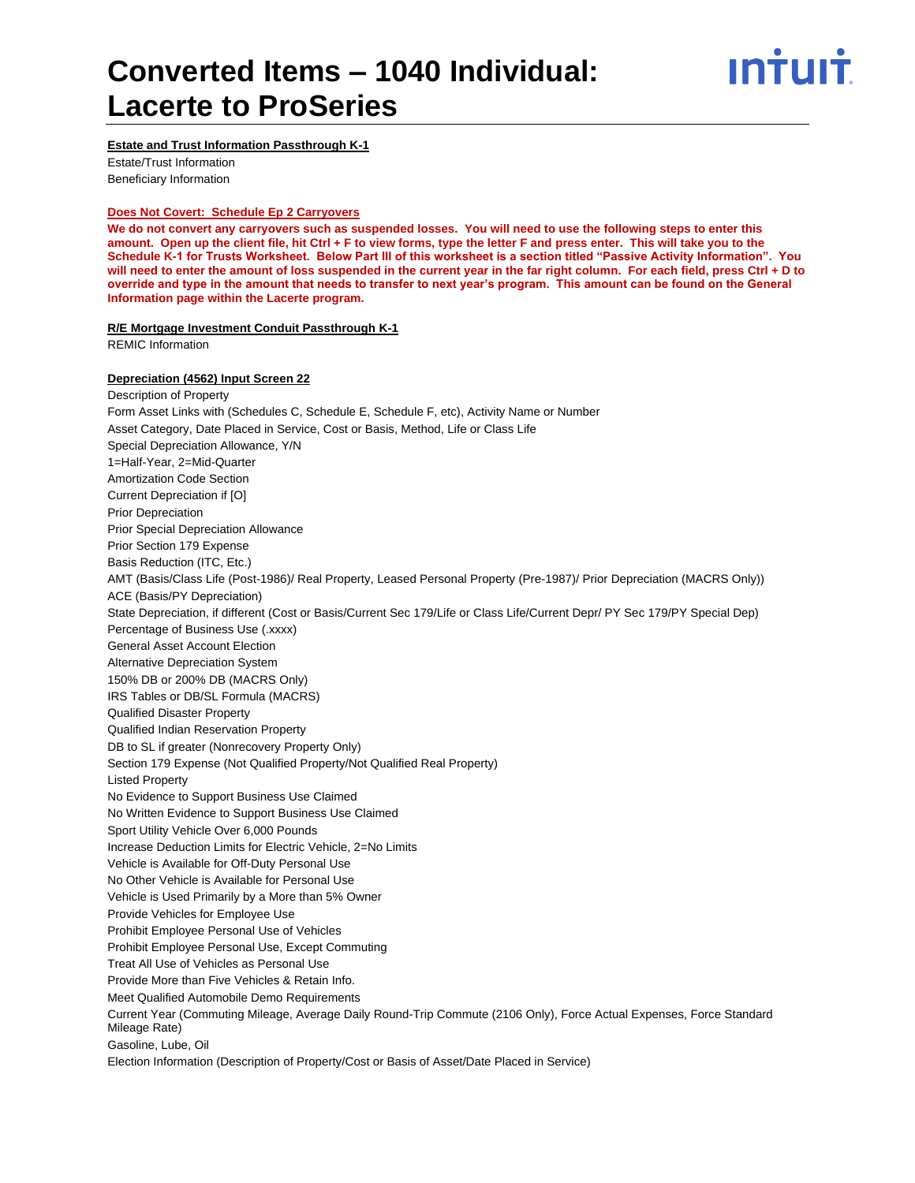**Estate and Trust Information Passthrough K-1**

Estate/Trust Information
Beneficiary Information

**Does Not Covert: Schedule Ep 2 Carryovers**

**We do not convert any carryovers such as suspended losses. You will need to use the following steps to enter this amount. Open up the client file, hit Ctrl + F to view forms, type the letter F and press enter. This will take you to the Schedule K-1 for Trusts Worksheet. Below Part III of this worksheet is a section titled "Passive Activity Information". You will need to enter the amount of loss suspended in the current year in the far right column. For each field, press Ctrl + D to override and type in the amount that needs to transfer to next year's program. This amount can be found on the General Information page within the Lacerte program.**

**R/E Mortgage Investment Conduit Passthrough K-1**

REMIC Information

**Depreciation (4562) Input Screen 22**

Description of Property
Form Asset Links with (Schedules C, Schedule E, Schedule F, etc), Activity Name or Number
Asset Category, Date Placed in Service, Cost or Basis, Method, Life or Class Life
Special Depreciation Allowance, Y/N
1=Half-Year, 2=Mid-Quarter
Amortization Code Section
Current Depreciation if [O]
Prior Depreciation
Prior Special Depreciation Allowance
Prior Section 179 Expense
Basis Reduction (ITC, Etc.)
AMT (Basis/Class Life (Post-1986)/ Real Property, Leased Personal Property (Pre-1987)/ Prior Depreciation (MACRS Only))
ACE (Basis/PY Depreciation)
State Depreciation, if different (Cost or Basis/Current Sec 179/Life or Class Life/Current Depr/ PY Sec 179/PY Special Dep)
Percentage of Business Use (.xxxx)
General Asset Account Election
Alternative Depreciation System
150% DB or 200% DB (MACRS Only)
IRS Tables or DB/SL Formula (MACRS)
Qualified Disaster Property
Qualified Indian Reservation Property
DB to SL if greater (Nonrecovery Property Only)
Section 179 Expense (Not Qualified Property/Not Qualified Real Property)
Listed Property
No Evidence to Support Business Use Claimed
No Written Evidence to Support Business Use Claimed
Sport Utility Vehicle Over 6,000 Pounds
Increase Deduction Limits for Electric Vehicle, 2=No Limits
Vehicle is Available for Off-Duty Personal Use
No Other Vehicle is Available for Personal Use
Vehicle is Used Primarily by a More than 5% Owner
Provide Vehicles for Employee Use
Prohibit Employee Personal Use of Vehicles
Prohibit Employee Personal Use, Except Commuting
Treat All Use of Vehicles as Personal Use
Provide More than Five Vehicles & Retain Info.
Meet Qualified Automobile Demo Requirements
Current Year (Commuting Mileage, Average Daily Round-Trip Commute (2106 Only), Force Actual Expenses, Force Standard Mileage Rate)
Gasoline, Lube, Oil
Election Information (Description of Property/Cost or Basis of Asset/Date Placed in Service)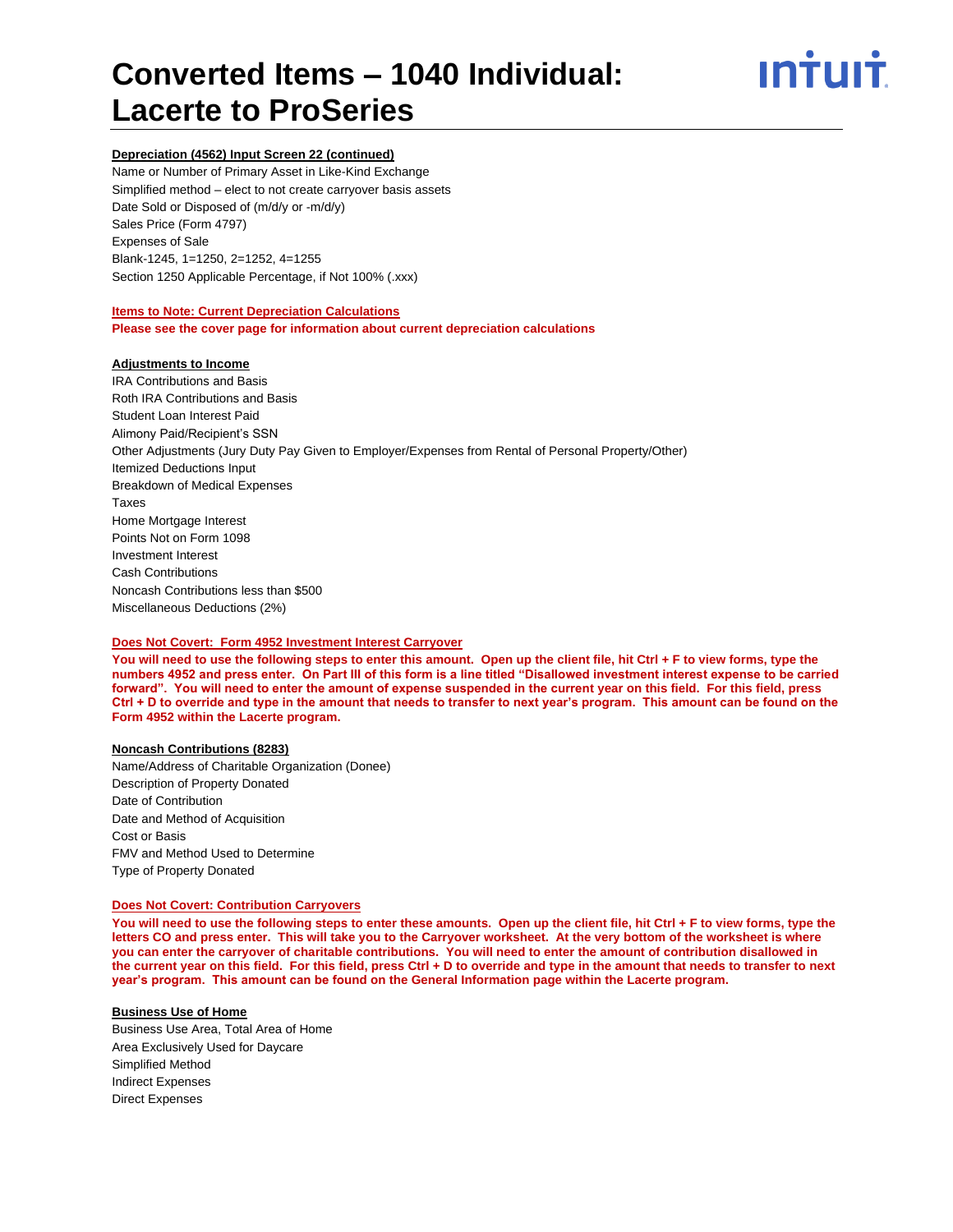# Converted Items – 1040 Individual: Lacerte to ProSeries

**Depreciation (4562) Input Screen 22 (continued)**

Name or Number of Primary Asset in Like-Kind Exchange
Simplified method – elect to not create carryover basis assets
Date Sold or Disposed of (m/d/y or -m/d/y)
Sales Price (Form 4797)
Expenses of Sale
Blank-1245, 1=1250, 2=1252, 4=1255
Section 1250 Applicable Percentage, if Not 100% (.xxx)

**Items to Note: Current Depreciation Calculations**

**Please see the cover page for information about current depreciation calculations**

**Adjustments to Income**

IRA Contributions and Basis
Roth IRA Contributions and Basis
Student Loan Interest Paid
Alimony Paid/Recipient's SSN
Other Adjustments (Jury Duty Pay Given to Employer/Expenses from Rental of Personal Property/Other)
Itemized Deductions Input
Breakdown of Medical Expenses
Taxes
Home Mortgage Interest
Points Not on Form 1098
Investment Interest
Cash Contributions
Noncash Contributions less than $500
Miscellaneous Deductions (2%)

**Does Not Covert: Form 4952 Investment Interest Carryover**

**You will need to use the following steps to enter this amount. Open up the client file, hit Ctrl + F to view forms, type the numbers 4952 and press enter. On Part III of this form is a line titled "Disallowed investment interest expense to be carried forward". You will need to enter the amount of expense suspended in the current year on this field. For this field, press Ctrl + D to override and type in the amount that needs to transfer to next year's program. This amount can be found on the Form 4952 within the Lacerte program.**

**Noncash Contributions (8283)**

Name/Address of Charitable Organization (Donee)
Description of Property Donated
Date of Contribution
Date and Method of Acquisition
Cost or Basis
FMV and Method Used to Determine
Type of Property Donated

**Does Not Covert: Contribution Carryovers**

**You will need to use the following steps to enter these amounts. Open up the client file, hit Ctrl + F to view forms, type the letters CO and press enter. This will take you to the Carryover worksheet. At the very bottom of the worksheet is where you can enter the carryover of charitable contributions. You will need to enter the amount of contribution disallowed in the current year on this field. For this field, press Ctrl + D to override and type in the amount that needs to transfer to next year's program. This amount can be found on the General Information page within the Lacerte program.**

**Business Use of Home**

Business Use Area, Total Area of Home
Area Exclusively Used for Daycare
Simplified Method
Indirect Expenses
Direct Expenses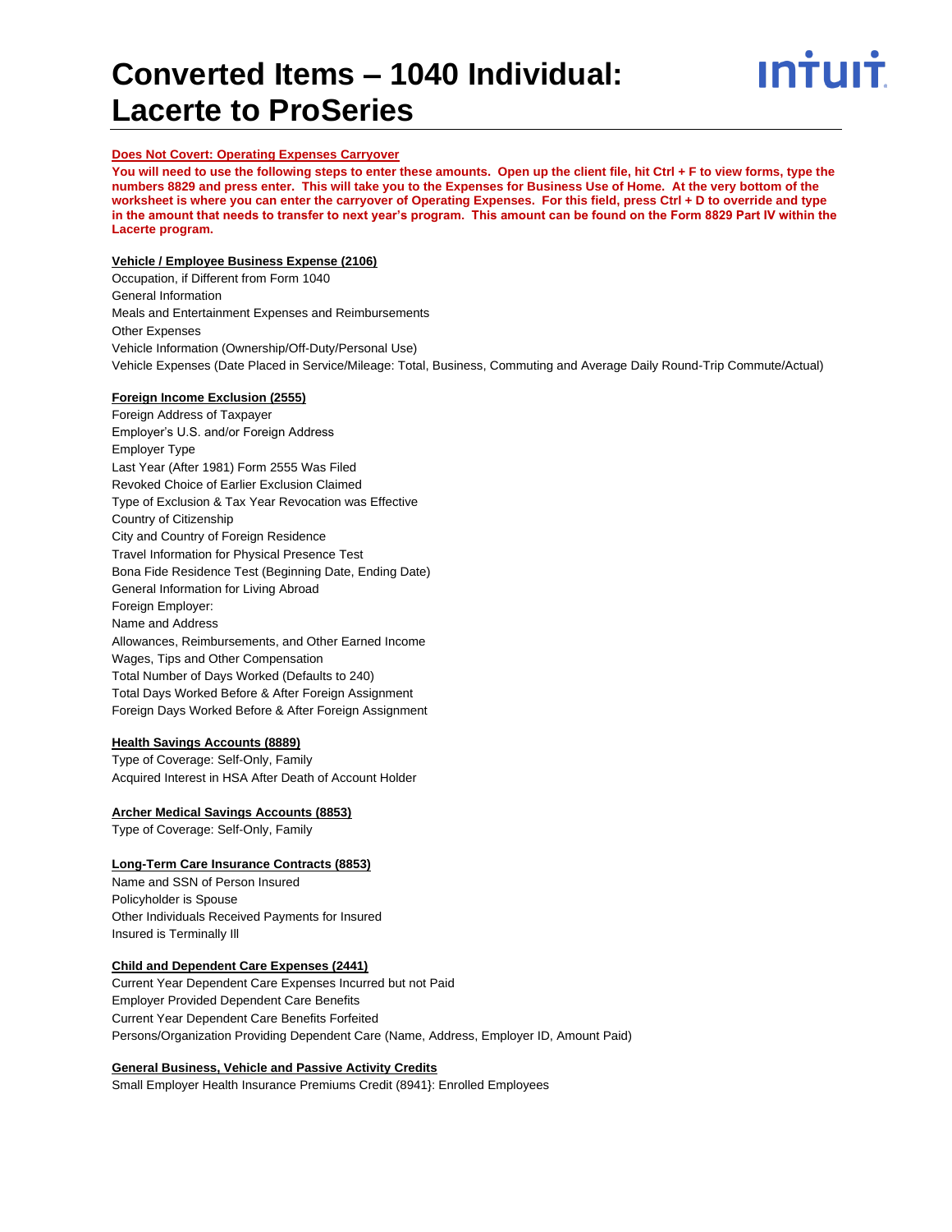# Converted Items – 1040 Individual: Lacerte to ProSeries

**Does Not Covert: Operating Expenses Carryover**

**You will need to use the following steps to enter these amounts. Open up the client file, hit Ctrl + F to view forms, type the numbers 8829 and press enter. This will take you to the Expenses for Business Use of Home. At the very bottom of the worksheet is where you can enter the carryover of Operating Expenses. For this field, press Ctrl + D to override and type in the amount that needs to transfer to next year's program. This amount can be found on the Form 8829 Part IV within the Lacerte program.**

**Vehicle / Employee Business Expense (2106)**

Occupation, if Different from Form 1040
General Information
Meals and Entertainment Expenses and Reimbursements
Other Expenses
Vehicle Information (Ownership/Off-Duty/Personal Use)
Vehicle Expenses (Date Placed in Service/Mileage: Total, Business, Commuting and Average Daily Round-Trip Commute/Actual)

**Foreign Income Exclusion (2555)**

Foreign Address of Taxpayer
Employer's U.S. and/or Foreign Address
Employer Type
Last Year (After 1981) Form 2555 Was Filed
Revoked Choice of Earlier Exclusion Claimed
Type of Exclusion & Tax Year Revocation was Effective
Country of Citizenship
City and Country of Foreign Residence
Travel Information for Physical Presence Test
Bona Fide Residence Test (Beginning Date, Ending Date)
General Information for Living Abroad
Foreign Employer:
Name and Address
Allowances, Reimbursements, and Other Earned Income
Wages, Tips and Other Compensation
Total Number of Days Worked (Defaults to 240)
Total Days Worked Before & After Foreign Assignment
Foreign Days Worked Before & After Foreign Assignment

**Health Savings Accounts (8889)**

Type of Coverage: Self-Only, Family
Acquired Interest in HSA After Death of Account Holder

**Archer Medical Savings Accounts (8853)**

Type of Coverage: Self-Only, Family

**Long-Term Care Insurance Contracts (8853)**

Name and SSN of Person Insured
Policyholder is Spouse
Other Individuals Received Payments for Insured
Insured is Terminally Ill

**Child and Dependent Care Expenses (2441)**

Current Year Dependent Care Expenses Incurred but not Paid
Employer Provided Dependent Care Benefits
Current Year Dependent Care Benefits Forfeited
Persons/Organization Providing Dependent Care (Name, Address, Employer ID, Amount Paid)

**General Business, Vehicle and Passive Activity Credits**

Small Employer Health Insurance Premiums Credit (8941}: Enrolled Employees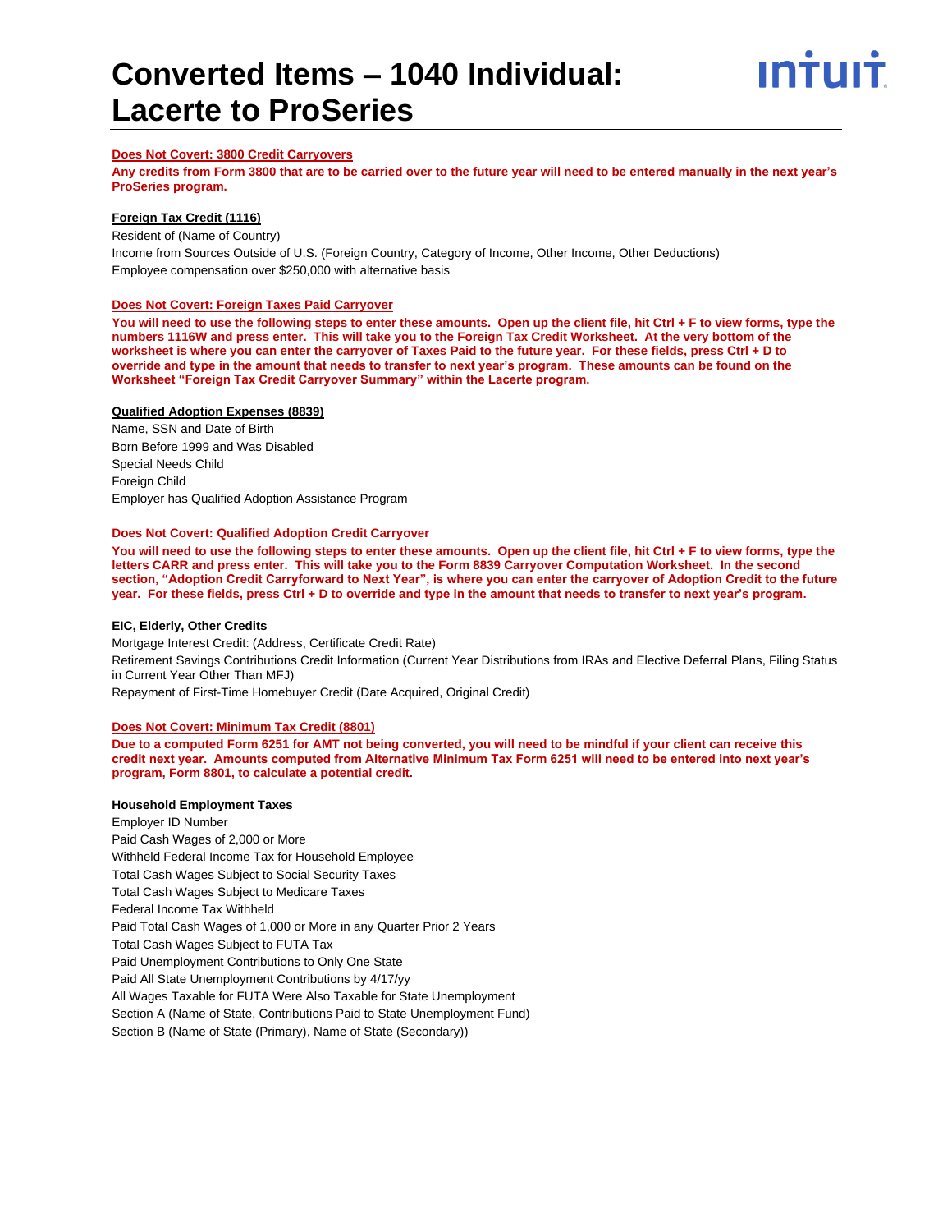# Converted Items – 1040 Individual: Lacerte to ProSeries

**Does Not Covert: 3800 Credit Carryovers**

**Any credits from Form 3800 that are to be carried over to the future year will need to be entered manually in the next year's ProSeries program.**

**Foreign Tax Credit (1116)**

Resident of (Name of Country)

Income from Sources Outside of U.S. (Foreign Country, Category of Income, Other Income, Other Deductions)

Employee compensation over $250,000 with alternative basis

**Does Not Covert: Foreign Taxes Paid Carryover**

**You will need to use the following steps to enter these amounts. Open up the client file, hit Ctrl + F to view forms, type the numbers 1116W and press enter. This will take you to the Foreign Tax Credit Worksheet. At the very bottom of the worksheet is where you can enter the carryover of Taxes Paid to the future year. For these fields, press Ctrl + D to override and type in the amount that needs to transfer to next year's program. These amounts can be found on the Worksheet "Foreign Tax Credit Carryover Summary" within the Lacerte program.**

**Qualified Adoption Expenses (8839)**

Name, SSN and Date of Birth

Born Before 1999 and Was Disabled

Special Needs Child

Foreign Child

Employer has Qualified Adoption Assistance Program

**Does Not Covert: Qualified Adoption Credit Carryover**

**You will need to use the following steps to enter these amounts. Open up the client file, hit Ctrl + F to view forms, type the letters CARR and press enter. This will take you to the Form 8839 Carryover Computation Worksheet. In the second section, "Adoption Credit Carryforward to Next Year", is where you can enter the carryover of Adoption Credit to the future year. For these fields, press Ctrl + D to override and type in the amount that needs to transfer to next year's program.**

**EIC, Elderly, Other Credits**

Mortgage Interest Credit: (Address, Certificate Credit Rate)

Retirement Savings Contributions Credit Information (Current Year Distributions from IRAs and Elective Deferral Plans, Filing Status in Current Year Other Than MFJ)

Repayment of First-Time Homebuyer Credit (Date Acquired, Original Credit)

**Does Not Covert: Minimum Tax Credit (8801)**

**Due to a computed Form 6251 for AMT not being converted, you will need to be mindful if your client can receive this credit next year. Amounts computed from Alternative Minimum Tax Form 6251 will need to be entered into next year's program, Form 8801, to calculate a potential credit.**

**Household Employment Taxes**

Employer ID Number

Paid Cash Wages of 2,000 or More

Withheld Federal Income Tax for Household Employee

Total Cash Wages Subject to Social Security Taxes

Total Cash Wages Subject to Medicare Taxes

Federal Income Tax Withheld

Paid Total Cash Wages of 1,000 or More in any Quarter Prior 2 Years

Total Cash Wages Subject to FUTA Tax

Paid Unemployment Contributions to Only One State

Paid All State Unemployment Contributions by 4/17/yy

All Wages Taxable for FUTA Were Also Taxable for State Unemployment

Section A (Name of State, Contributions Paid to State Unemployment Fund)

Section B (Name of State (Primary), Name of State (Secondary))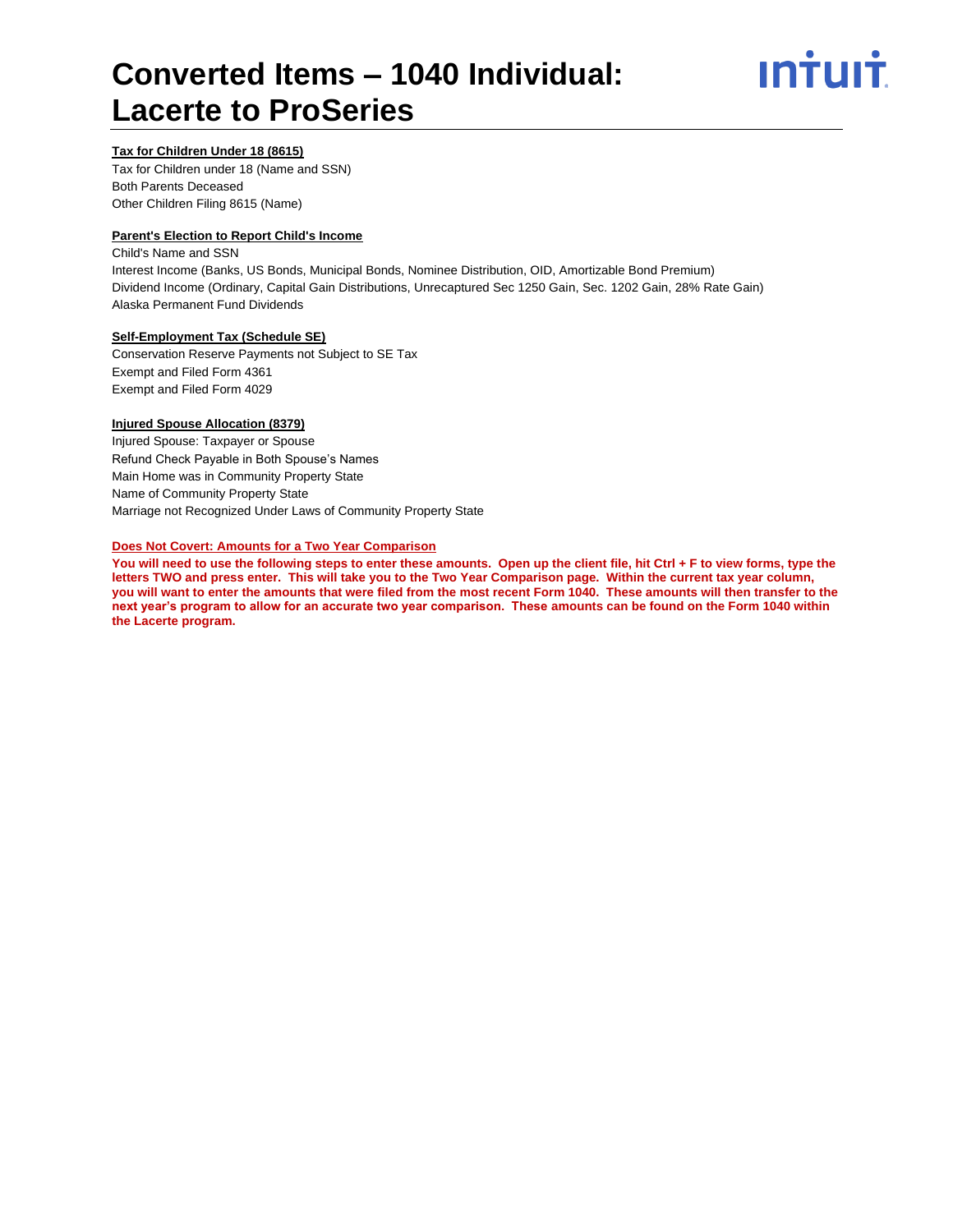# Converted Items – 1040 Individual: Lacerte to ProSeries

**Tax for Children Under 18 (8615)**

Tax for Children under 18 (Name and SSN)
Both Parents Deceased
Other Children Filing 8615 (Name)

**Parent's Election to Report Child's Income**

Child's Name and SSN
Interest Income (Banks, US Bonds, Municipal Bonds, Nominee Distribution, OID, Amortizable Bond Premium)
Dividend Income (Ordinary, Capital Gain Distributions, Unrecaptured Sec 1250 Gain, Sec. 1202 Gain, 28% Rate Gain)
Alaska Permanent Fund Dividends

**Self-Employment Tax (Schedule SE)**

Conservation Reserve Payments not Subject to SE Tax
Exempt and Filed Form 4361
Exempt and Filed Form 4029

**Injured Spouse Allocation (8379)**

Injured Spouse: Taxpayer or Spouse
Refund Check Payable in Both Spouse's Names
Main Home was in Community Property State
Name of Community Property State
Marriage not Recognized Under Laws of Community Property State

**Does Not Covert: Amounts for a Two Year Comparison**

**You will need to use the following steps to enter these amounts. Open up the client file, hit Ctrl + F to view forms, type the letters TWO and press enter. This will take you to the Two Year Comparison page. Within the current tax year column, you will want to enter the amounts that were filed from the most recent Form 1040. These amounts will then transfer to the next year's program to allow for an accurate two year comparison. These amounts can be found on the Form 1040 within the Lacerte program.**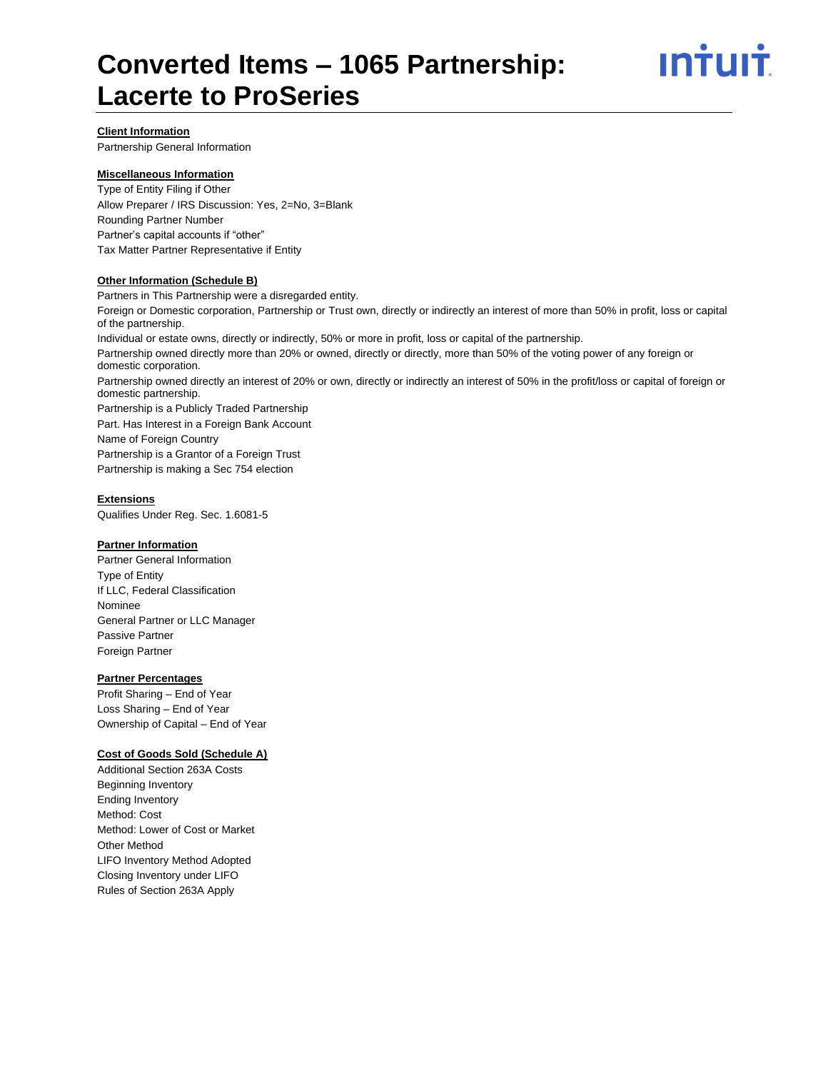# Converted Items – 1065 Partnership: Lacerte to ProSeries

**Client Information**

Partnership General Information

**Miscellaneous Information**

Type of Entity Filing if Other
Allow Preparer / IRS Discussion: Yes, 2=No, 3=Blank
Rounding Partner Number
Partner's capital accounts if "other"
Tax Matter Partner Representative if Entity

**Other Information (Schedule B)**

Partners in This Partnership were a disregarded entity.
Foreign or Domestic corporation, Partnership or Trust own, directly or indirectly an interest of more than 50% in profit, loss or capital of the partnership.
Individual or estate owns, directly or indirectly, 50% or more in profit, loss or capital of the partnership.
Partnership owned directly more than 20% or owned, directly or directly, more than 50% of the voting power of any foreign or domestic corporation.
Partnership owned directly an interest of 20% or own, directly or indirectly an interest of 50% in the profit/loss or capital of foreign or domestic partnership.
Partnership is a Publicly Traded Partnership
Part. Has Interest in a Foreign Bank Account
Name of Foreign Country
Partnership is a Grantor of a Foreign Trust
Partnership is making a Sec 754 election

**Extensions**

Qualifies Under Reg. Sec. 1.6081-5

**Partner Information**

Partner General Information
Type of Entity
If LLC, Federal Classification
Nominee
General Partner or LLC Manager
Passive Partner
Foreign Partner

**Partner Percentages**

Profit Sharing – End of Year
Loss Sharing – End of Year
Ownership of Capital – End of Year

**Cost of Goods Sold (Schedule A)**

Additional Section 263A Costs
Beginning Inventory
Ending Inventory
Method: Cost
Method: Lower of Cost or Market
Other Method
LIFO Inventory Method Adopted
Closing Inventory under LIFO
Rules of Section 263A Apply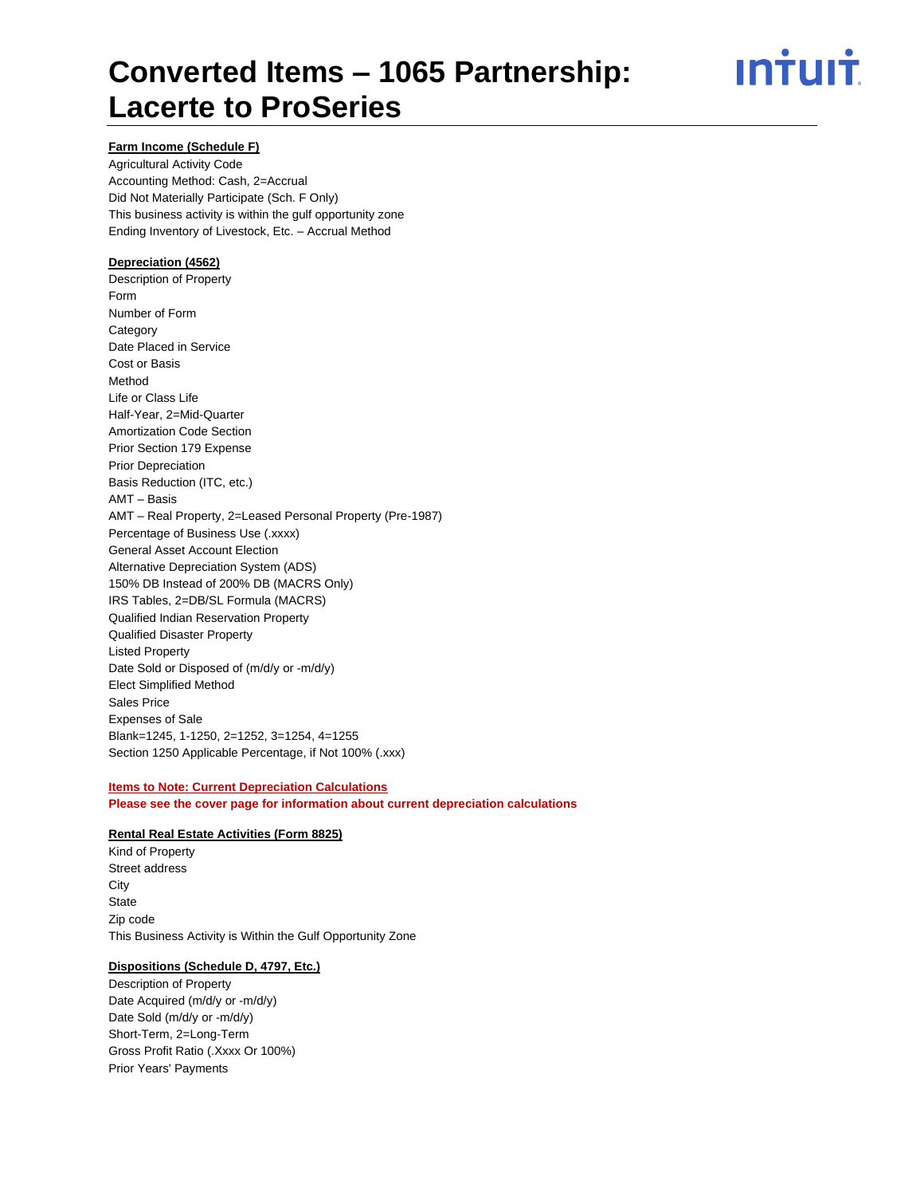# Converted Items – 1065 Partnership: Lacerte to ProSeries

**Farm Income (Schedule F)**

Agricultural Activity Code
Accounting Method: Cash, 2=Accrual
Did Not Materially Participate (Sch. F Only)
This business activity is within the gulf opportunity zone
Ending Inventory of Livestock, Etc. – Accrual Method

**Depreciation (4562)**

Description of Property
Form
Number of Form
Category
Date Placed in Service
Cost or Basis
Method
Life or Class Life
Half-Year, 2=Mid-Quarter
Amortization Code Section
Prior Section 179 Expense
Prior Depreciation
Basis Reduction (ITC, etc.)
AMT – Basis
AMT – Real Property, 2=Leased Personal Property (Pre-1987)
Percentage of Business Use (.xxxx)
General Asset Account Election
Alternative Depreciation System (ADS)
150% DB Instead of 200% DB (MACRS Only)
IRS Tables, 2=DB/SL Formula (MACRS)
Qualified Indian Reservation Property
Qualified Disaster Property
Listed Property
Date Sold or Disposed of (m/d/y or -m/d/y)
Elect Simplified Method
Sales Price
Expenses of Sale
Blank=1245, 1-1250, 2=1252, 3=1254, 4=1255
Section 1250 Applicable Percentage, if Not 100% (.xxx)

**Items to Note: Current Depreciation Calculations**
**Please see the cover page for information about current depreciation calculations**

**Rental Real Estate Activities (Form 8825)**

Kind of Property
Street address
City
State
Zip code
This Business Activity is Within the Gulf Opportunity Zone

**Dispositions (Schedule D, 4797, Etc.)**

Description of Property
Date Acquired (m/d/y or -m/d/y)
Date Sold (m/d/y or -m/d/y)
Short-Term, 2=Long-Term
Gross Profit Ratio (.Xxxx Or 100%)
Prior Years' Payments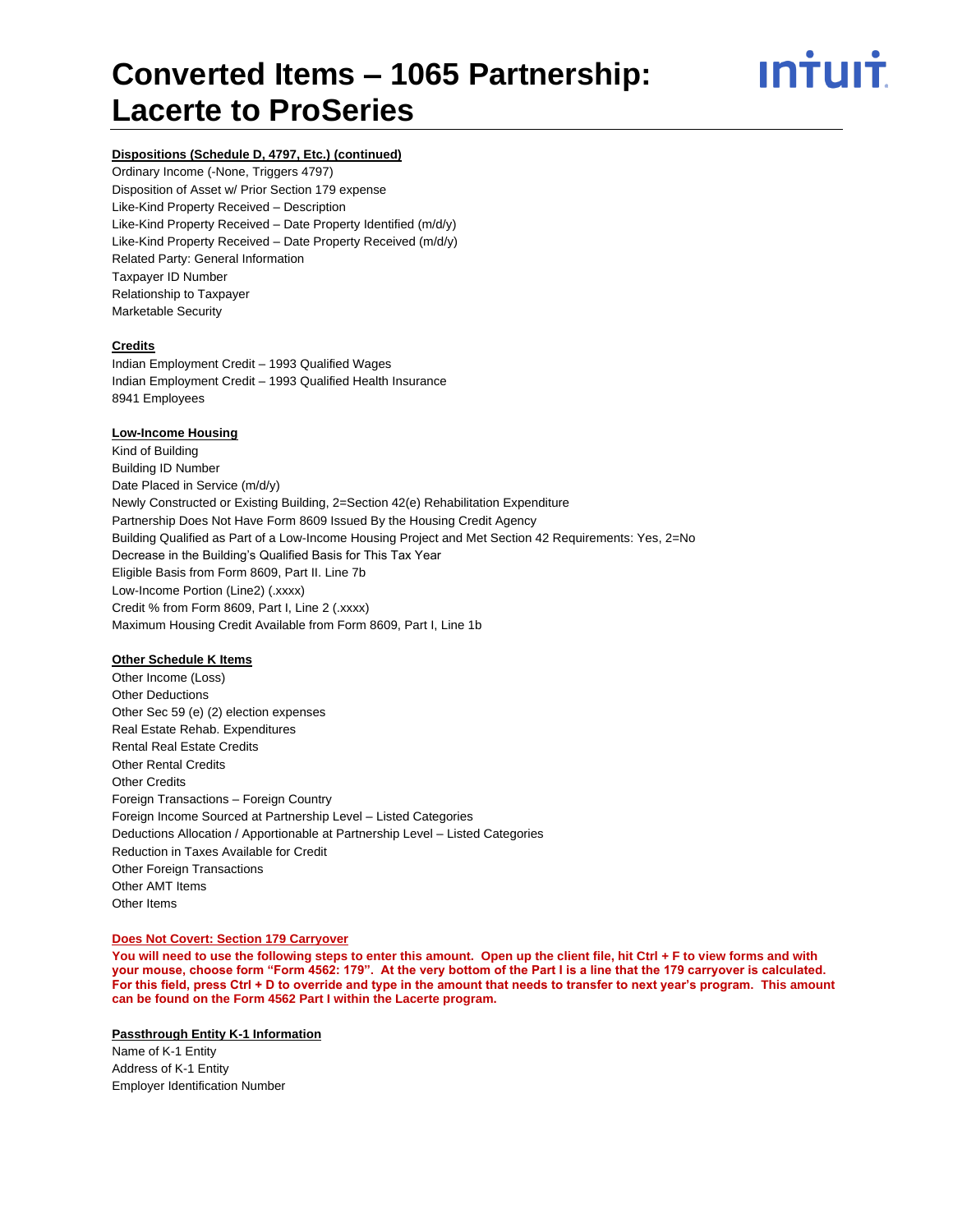**Dispositions (Schedule D, 4797, Etc.) (continued)**

Ordinary Income (-None, Triggers 4797)
Disposition of Asset w/ Prior Section 179 expense
Like-Kind Property Received – Description
Like-Kind Property Received – Date Property Identified (m/d/y)
Like-Kind Property Received – Date Property Received (m/d/y)
Related Party: General Information
Taxpayer ID Number
Relationship to Taxpayer
Marketable Security

**Credits**

Indian Employment Credit – 1993 Qualified Wages
Indian Employment Credit – 1993 Qualified Health Insurance
8941 Employees

**Low-Income Housing**

Kind of Building
Building ID Number
Date Placed in Service (m/d/y)
Newly Constructed or Existing Building, 2=Section 42(e) Rehabilitation Expenditure
Partnership Does Not Have Form 8609 Issued By the Housing Credit Agency
Building Qualified as Part of a Low-Income Housing Project and Met Section 42 Requirements: Yes, 2=No
Decrease in the Building's Qualified Basis for This Tax Year
Eligible Basis from Form 8609, Part II. Line 7b
Low-Income Portion (Line2) (.xxxx)
Credit % from Form 8609, Part I, Line 2 (.xxxx)
Maximum Housing Credit Available from Form 8609, Part I, Line 1b

**Other Schedule K Items**

Other Income (Loss)
Other Deductions
Other Sec 59 (e) (2) election expenses
Real Estate Rehab. Expenditures
Rental Real Estate Credits
Other Rental Credits
Other Credits
Foreign Transactions – Foreign Country
Foreign Income Sourced at Partnership Level – Listed Categories
Deductions Allocation / Apportionable at Partnership Level – Listed Categories
Reduction in Taxes Available for Credit
Other Foreign Transactions
Other AMT Items
Other Items

**Does Not Covert: Section 179 Carryover**

**You will need to use the following steps to enter this amount. Open up the client file, hit Ctrl + F to view forms and with your mouse, choose form "Form 4562: 179". At the very bottom of the Part I is a line that the 179 carryover is calculated. For this field, press Ctrl + D to override and type in the amount that needs to transfer to next year's program. This amount can be found on the Form 4562 Part I within the Lacerte program.**

**Passthrough Entity K-1 Information**

Name of K-1 Entity
Address of K-1 Entity
Employer Identification Number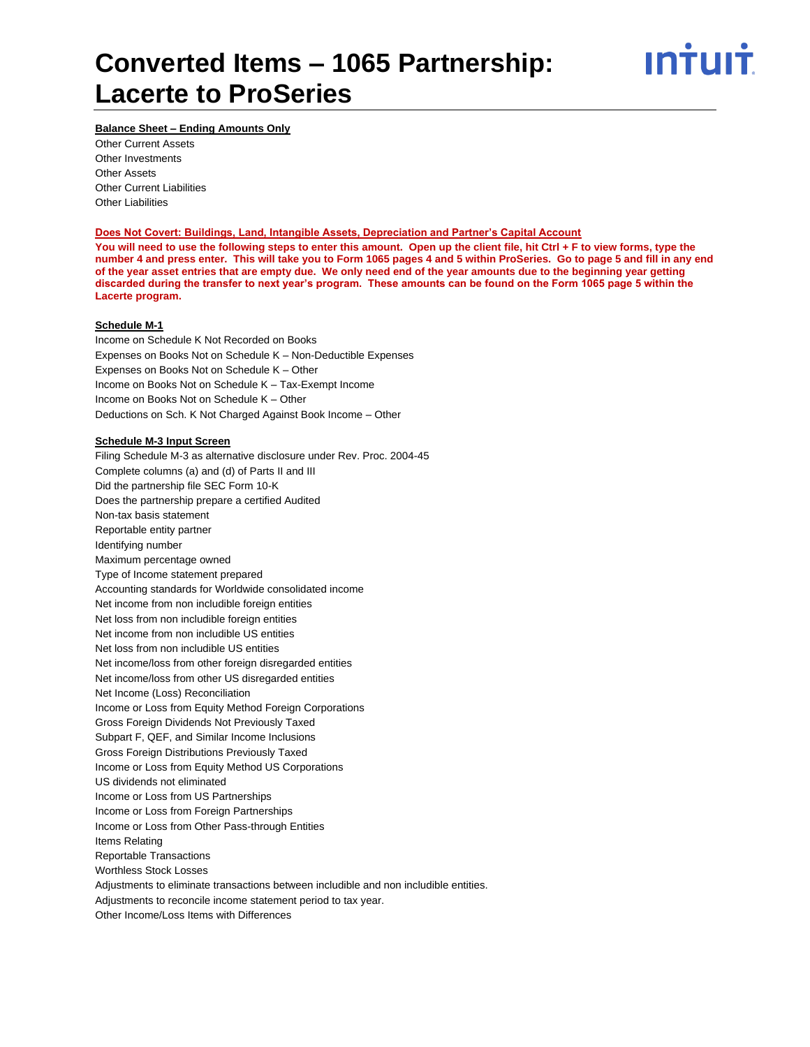# Converted Items – 1065 Partnership: Lacerte to ProSeries

**Balance Sheet – Ending Amounts Only**

Other Current Assets
Other Investments
Other Assets
Other Current Liabilities
Other Liabilities

**Does Not Covert: Buildings, Land, Intangible Assets, Depreciation and Partner's Capital Account**

**You will need to use the following steps to enter this amount. Open up the client file, hit Ctrl + F to view forms, type the number 4 and press enter. This will take you to Form 1065 pages 4 and 5 within ProSeries. Go to page 5 and fill in any end of the year asset entries that are empty due. We only need end of the year amounts due to the beginning year getting discarded during the transfer to next year's program. These amounts can be found on the Form 1065 page 5 within the Lacerte program.**

**Schedule M-1**

Income on Schedule K Not Recorded on Books
Expenses on Books Not on Schedule K – Non-Deductible Expenses
Expenses on Books Not on Schedule K – Other
Income on Books Not on Schedule K – Tax-Exempt Income
Income on Books Not on Schedule K – Other
Deductions on Sch. K Not Charged Against Book Income – Other

**Schedule M-3 Input Screen**

Filing Schedule M-3 as alternative disclosure under Rev. Proc. 2004-45
Complete columns (a) and (d) of Parts II and III
Did the partnership file SEC Form 10-K
Does the partnership prepare a certified Audited
Non-tax basis statement
Reportable entity partner
Identifying number
Maximum percentage owned
Type of Income statement prepared
Accounting standards for Worldwide consolidated income
Net income from non includible foreign entities
Net loss from non includible foreign entities
Net income from non includible US entities
Net loss from non includible US entities
Net income/loss from other foreign disregarded entities
Net income/loss from other US disregarded entities
Net Income (Loss) Reconciliation
Income or Loss from Equity Method Foreign Corporations
Gross Foreign Dividends Not Previously Taxed
Subpart F, QEF, and Similar Income Inclusions
Gross Foreign Distributions Previously Taxed
Income or Loss from Equity Method US Corporations
US dividends not eliminated
Income or Loss from US Partnerships
Income or Loss from Foreign Partnerships
Income or Loss from Other Pass-through Entities
Items Relating
Reportable Transactions
Worthless Stock Losses
Adjustments to eliminate transactions between includible and non includible entities.
Adjustments to reconcile income statement period to tax year.
Other Income/Loss Items with Differences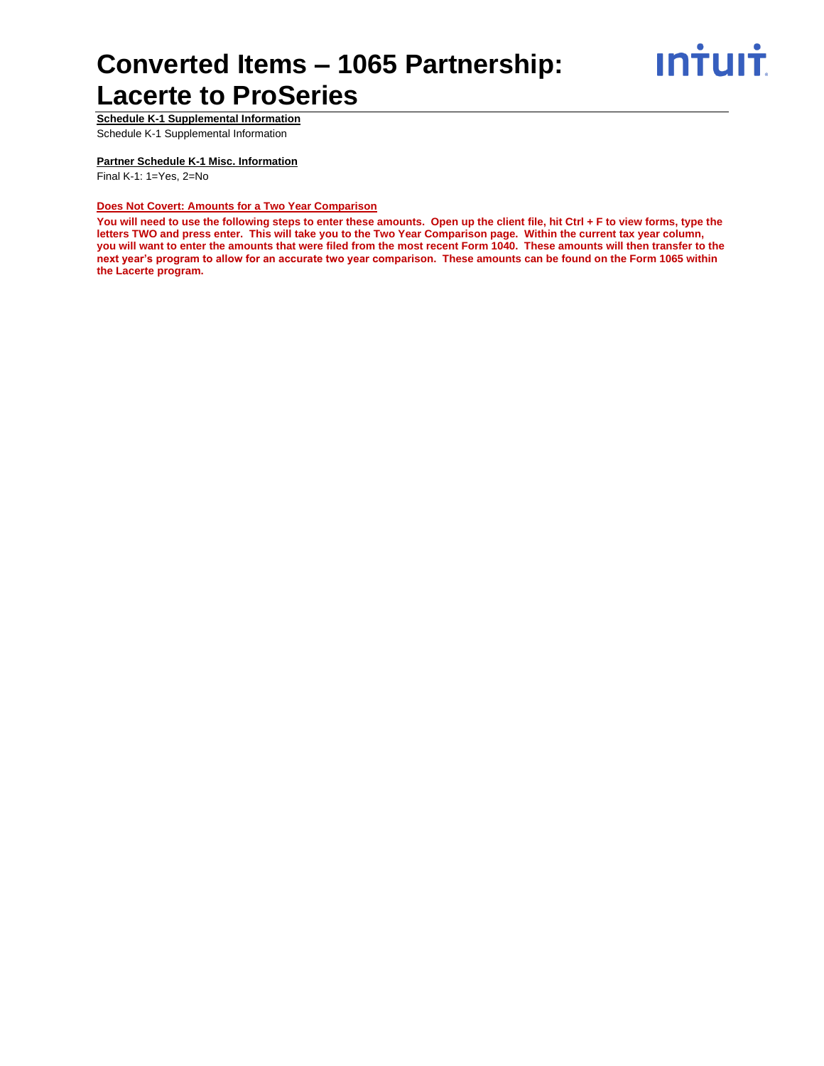# Converted Items – 1065 Partnership: Lacerte to ProSeries

**Schedule K-1 Supplemental Information**

Schedule K-1 Supplemental Information

**Partner Schedule K-1 Misc. Information**

Final K-1: 1=Yes, 2=No

**Does Not Covert: Amounts for a Two Year Comparison**

**You will need to use the following steps to enter these amounts. Open up the client file, hit Ctrl + F to view forms, type the letters TWO and press enter. This will take you to the Two Year Comparison page. Within the current tax year column, you will want to enter the amounts that were filed from the most recent Form 1040. These amounts will then transfer to the next year's program to allow for an accurate two year comparison. These amounts can be found on the Form 1065 within the Lacerte program.**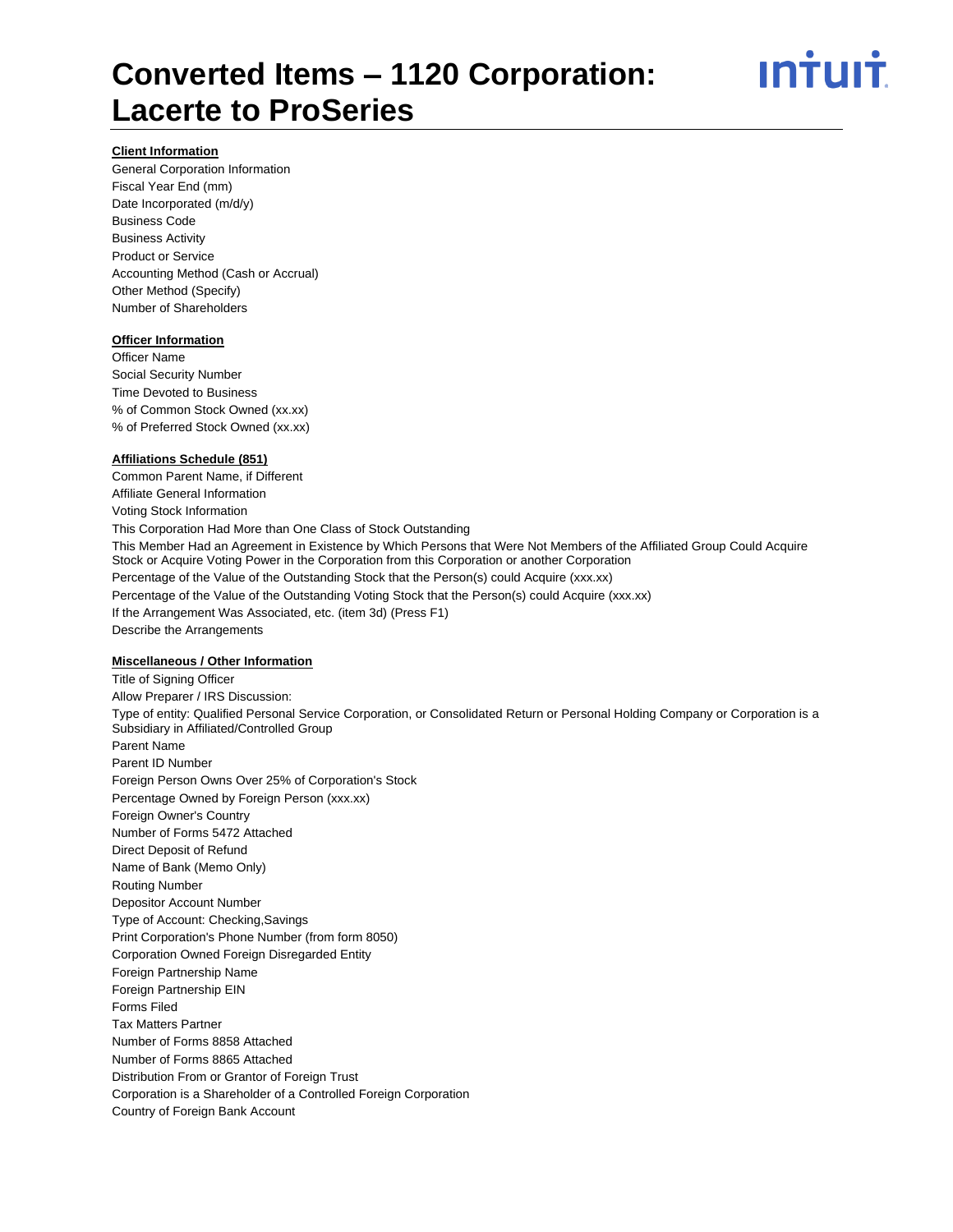# Converted Items – 1120 Corporation: Lacerte to ProSeries

**Client Information**

General Corporation Information
Fiscal Year End (mm)
Date Incorporated (m/d/y)
Business Code
Business Activity
Product or Service
Accounting Method (Cash or Accrual)
Other Method (Specify)
Number of Shareholders

**Officer Information**

Officer Name
Social Security Number
Time Devoted to Business
% of Common Stock Owned (xx.xx)
% of Preferred Stock Owned (xx.xx)

**Affiliations Schedule (851)**

Common Parent Name, if Different
Affiliate General Information
Voting Stock Information
This Corporation Had More than One Class of Stock Outstanding
This Member Had an Agreement in Existence by Which Persons that Were Not Members of the Affiliated Group Could Acquire Stock or Acquire Voting Power in the Corporation from this Corporation or another Corporation
Percentage of the Value of the Outstanding Stock that the Person(s) could Acquire (xxx.xx)
Percentage of the Value of the Outstanding Voting Stock that the Person(s) could Acquire (xxx.xx)
If the Arrangement Was Associated, etc. (item 3d) (Press F1)
Describe the Arrangements

**Miscellaneous / Other Information**

Title of Signing Officer
Allow Preparer / IRS Discussion:
Type of entity: Qualified Personal Service Corporation, or Consolidated Return or Personal Holding Company or Corporation is a Subsidiary in Affiliated/Controlled Group
Parent Name
Parent ID Number
Foreign Person Owns Over 25% of Corporation's Stock
Percentage Owned by Foreign Person (xxx.xx)
Foreign Owner's Country
Number of Forms 5472 Attached
Direct Deposit of Refund
Name of Bank (Memo Only)
Routing Number
Depositor Account Number
Type of Account: Checking,Savings
Print Corporation's Phone Number (from form 8050)
Corporation Owned Foreign Disregarded Entity
Foreign Partnership Name
Foreign Partnership EIN
Forms Filed
Tax Matters Partner
Number of Forms 8858 Attached
Number of Forms 8865 Attached
Distribution From or Grantor of Foreign Trust
Corporation is a Shareholder of a Controlled Foreign Corporation
Country of Foreign Bank Account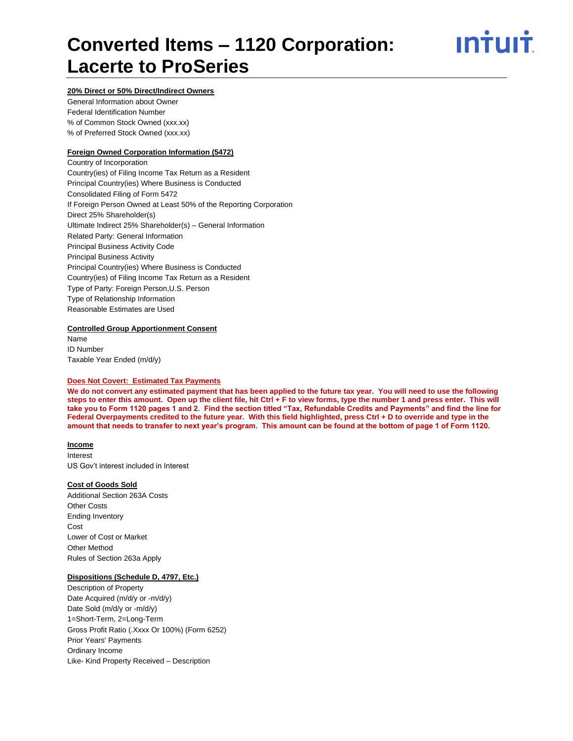# Converted Items – 1120 Corporation: Lacerte to ProSeries

**20% Direct or 50% Direct/Indirect Owners**

General Information about Owner
Federal Identification Number
% of Common Stock Owned (xxx.xx)
% of Preferred Stock Owned (xxx.xx)

**Foreign Owned Corporation Information (5472)**

Country of Incorporation
Country(ies) of Filing Income Tax Return as a Resident
Principal Country(ies) Where Business is Conducted
Consolidated Filing of Form 5472
If Foreign Person Owned at Least 50% of the Reporting Corporation
Direct 25% Shareholder(s)
Ultimate Indirect 25% Shareholder(s) – General Information
Related Party: General Information
Principal Business Activity Code
Principal Business Activity
Principal Country(ies) Where Business is Conducted
Country(ies) of Filing Income Tax Return as a Resident
Type of Party: Foreign Person,U.S. Person
Type of Relationship Information
Reasonable Estimates are Used

**Controlled Group Apportionment Consent**

Name
ID Number
Taxable Year Ended (m/d/y)

**Does Not Covert: Estimated Tax Payments**

**We do not convert any estimated payment that has been applied to the future tax year. You will need to use the following steps to enter this amount. Open up the client file, hit Ctrl + F to view forms, type the number 1 and press enter. This will take you to Form 1120 pages 1 and 2. Find the section titled "Tax, Refundable Credits and Payments" and find the line for Federal Overpayments credited to the future year. With this field highlighted, press Ctrl + D to override and type in the amount that needs to transfer to next year's program. This amount can be found at the bottom of page 1 of Form 1120.**

**Income**

Interest
US Gov't interest included in Interest

**Cost of Goods Sold**

Additional Section 263A Costs
Other Costs
Ending Inventory
Cost
Lower of Cost or Market
Other Method
Rules of Section 263a Apply

**Dispositions (Schedule D, 4797, Etc.)**

Description of Property
Date Acquired (m/d/y or -m/d/y)
Date Sold (m/d/y or -m/d/y)
1=Short-Term, 2=Long-Term
Gross Profit Ratio (.Xxxx Or 100%) (Form 6252)
Prior Years' Payments
Ordinary Income
Like- Kind Property Received – Description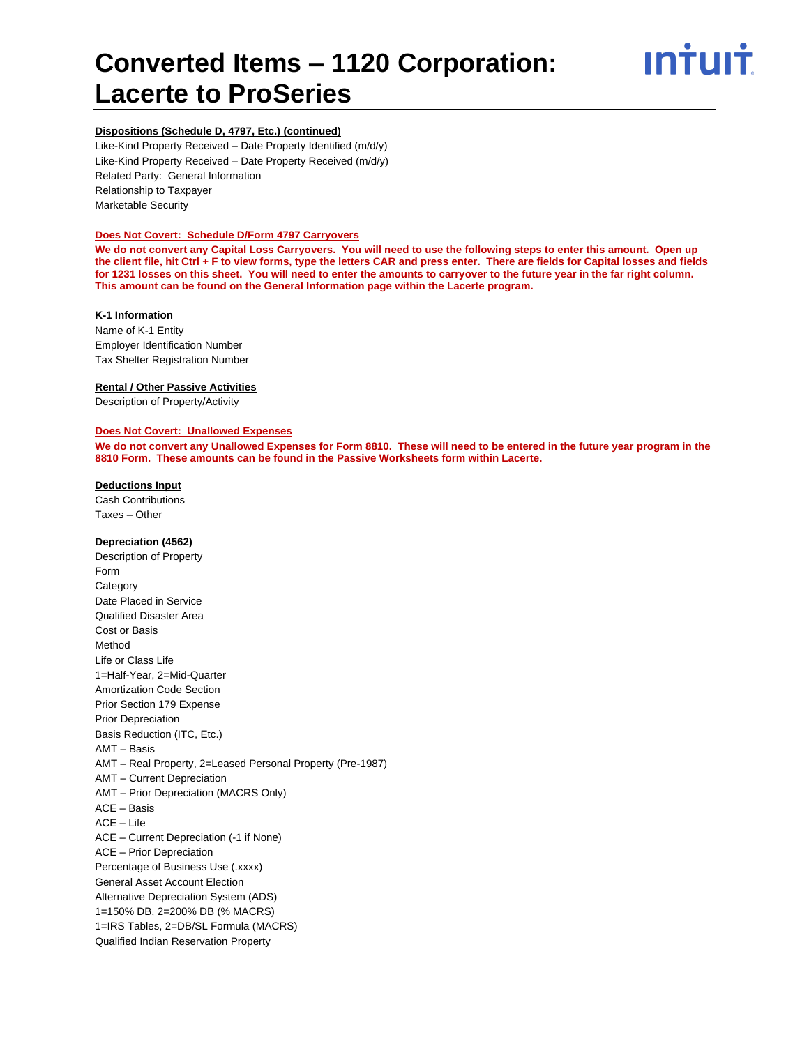# Converted Items – 1120 Corporation: Lacerte to ProSeries

**Dispositions (Schedule D, 4797, Etc.) (continued)**

Like-Kind Property Received – Date Property Identified (m/d/y)
Like-Kind Property Received – Date Property Received (m/d/y)
Related Party: General Information
Relationship to Taxpayer
Marketable Security

**Does Not Covert: Schedule D/Form 4797 Carryovers**

**We do not convert any Capital Loss Carryovers. You will need to use the following steps to enter this amount. Open up the client file, hit Ctrl + F to view forms, type the letters CAR and press enter. There are fields for Capital losses and fields for 1231 losses on this sheet. You will need to enter the amounts to carryover to the future year in the far right column. This amount can be found on the General Information page within the Lacerte program.**

**K-1 Information**

Name of K-1 Entity
Employer Identification Number
Tax Shelter Registration Number

**Rental / Other Passive Activities**

Description of Property/Activity

**Does Not Covert: Unallowed Expenses**

**We do not convert any Unallowed Expenses for Form 8810. These will need to be entered in the future year program in the 8810 Form. These amounts can be found in the Passive Worksheets form within Lacerte.**

**Deductions Input**

Cash Contributions
Taxes – Other

**Depreciation (4562)**

Description of Property
Form
Category
Date Placed in Service
Qualified Disaster Area
Cost or Basis
Method
Life or Class Life
1=Half-Year, 2=Mid-Quarter
Amortization Code Section
Prior Section 179 Expense
Prior Depreciation
Basis Reduction (ITC, Etc.)
AMT – Basis
AMT – Real Property, 2=Leased Personal Property (Pre-1987)
AMT – Current Depreciation
AMT – Prior Depreciation (MACRS Only)
ACE – Basis
ACE – Life
ACE – Current Depreciation (-1 if None)
ACE – Prior Depreciation
Percentage of Business Use (.xxxx)
General Asset Account Election
Alternative Depreciation System (ADS)
1=150% DB, 2=200% DB (% MACRS)
1=IRS Tables, 2=DB/SL Formula (MACRS)
Qualified Indian Reservation Property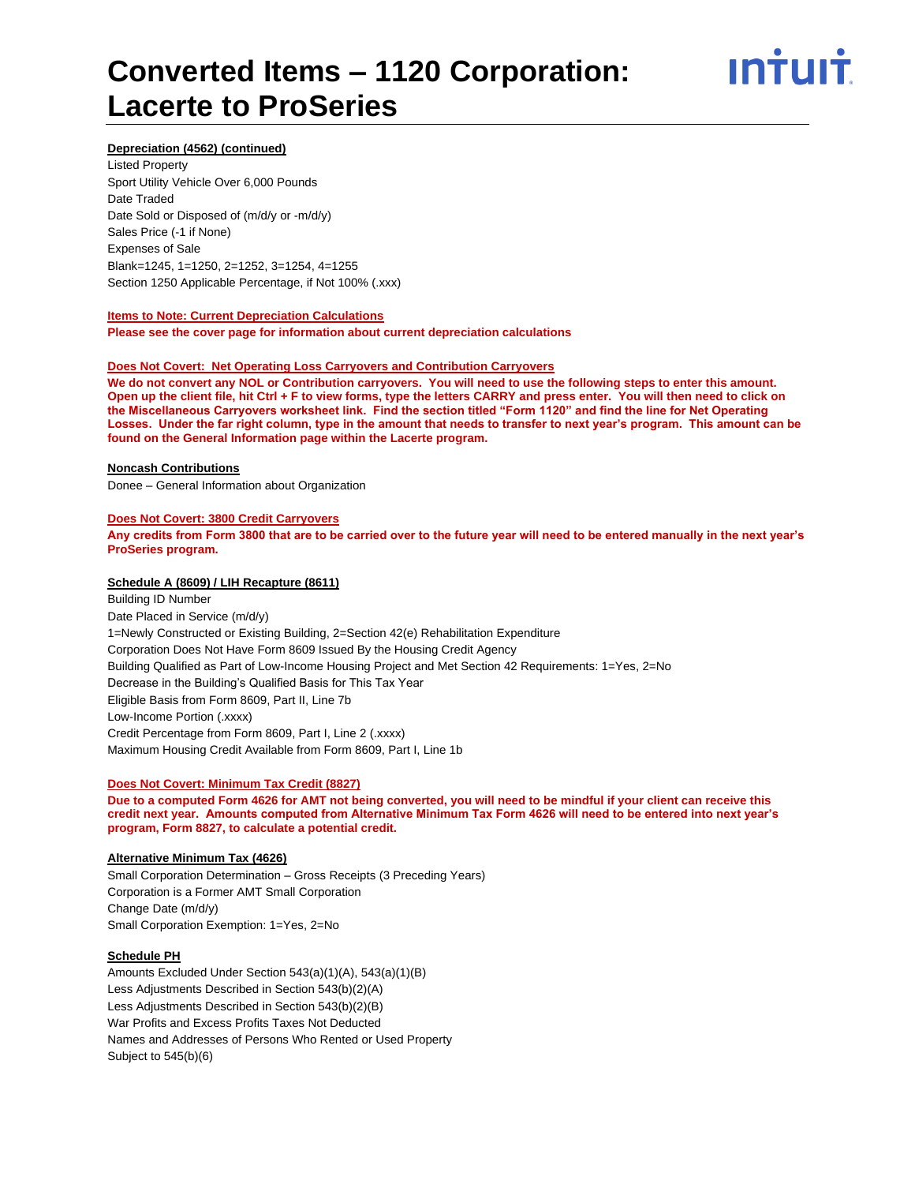# Converted Items – 1120 Corporation: Lacerte to ProSeries

**Depreciation (4562) (continued)**

Listed Property
Sport Utility Vehicle Over 6,000 Pounds
Date Traded
Date Sold or Disposed of (m/d/y or -m/d/y)
Sales Price (-1 if None)
Expenses of Sale
Blank=1245, 1=1250, 2=1252, 3=1254, 4=1255
Section 1250 Applicable Percentage, if Not 100% (.xxx)

**Items to Note: Current Depreciation Calculations**

**Please see the cover page for information about current depreciation calculations**

**Does Not Covert: Net Operating Loss Carryovers and Contribution Carryovers**

**We do not convert any NOL or Contribution carryovers. You will need to use the following steps to enter this amount. Open up the client file, hit Ctrl + F to view forms, type the letters CARRY and press enter. You will then need to click on the Miscellaneous Carryovers worksheet link. Find the section titled "Form 1120" and find the line for Net Operating Losses. Under the far right column, type in the amount that needs to transfer to next year's program. This amount can be found on the General Information page within the Lacerte program.**

**Noncash Contributions**

Donee – General Information about Organization

**Does Not Covert: 3800 Credit Carryovers**

**Any credits from Form 3800 that are to be carried over to the future year will need to be entered manually in the next year's ProSeries program.**

**Schedule A (8609) / LIH Recapture (8611)**

Building ID Number
Date Placed in Service (m/d/y)
1=Newly Constructed or Existing Building, 2=Section 42(e) Rehabilitation Expenditure
Corporation Does Not Have Form 8609 Issued By the Housing Credit Agency
Building Qualified as Part of Low-Income Housing Project and Met Section 42 Requirements: 1=Yes, 2=No
Decrease in the Building's Qualified Basis for This Tax Year
Eligible Basis from Form 8609, Part II, Line 7b
Low-Income Portion (.xxxx)
Credit Percentage from Form 8609, Part I, Line 2 (.xxxx)
Maximum Housing Credit Available from Form 8609, Part I, Line 1b

**Does Not Covert: Minimum Tax Credit (8827)**

**Due to a computed Form 4626 for AMT not being converted, you will need to be mindful if your client can receive this credit next year. Amounts computed from Alternative Minimum Tax Form 4626 will need to be entered into next year's program, Form 8827, to calculate a potential credit.**

**Alternative Minimum Tax (4626)**

Small Corporation Determination – Gross Receipts (3 Preceding Years)
Corporation is a Former AMT Small Corporation
Change Date (m/d/y)
Small Corporation Exemption: 1=Yes, 2=No

**Schedule PH**

Amounts Excluded Under Section 543(a)(1)(A), 543(a)(1)(B)
Less Adjustments Described in Section 543(b)(2)(A)
Less Adjustments Described in Section 543(b)(2)(B)
War Profits and Excess Profits Taxes Not Deducted
Names and Addresses of Persons Who Rented or Used Property
Subject to 545(b)(6)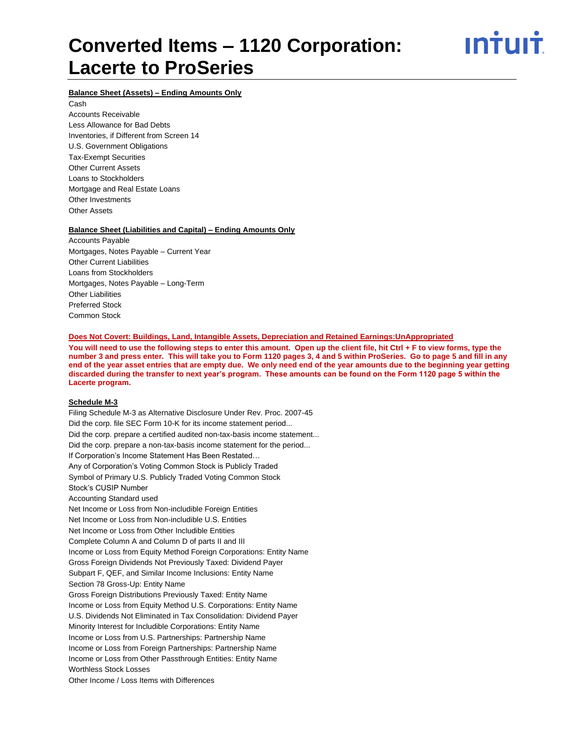# Converted Items – 1120 Corporation: Lacerte to ProSeries

**Balance Sheet (Assets) – Ending Amounts Only**

Cash
Accounts Receivable
Less Allowance for Bad Debts
Inventories, if Different from Screen 14
U.S. Government Obligations
Tax-Exempt Securities
Other Current Assets
Loans to Stockholders
Mortgage and Real Estate Loans
Other Investments
Other Assets

**Balance Sheet (Liabilities and Capital) – Ending Amounts Only**

Accounts Payable
Mortgages, Notes Payable – Current Year
Other Current Liabilities
Loans from Stockholders
Mortgages, Notes Payable – Long-Term
Other Liabilities
Preferred Stock
Common Stock

**Does Not Covert: Buildings, Land, Intangible Assets, Depreciation and Retained Earnings:UnAppropriated**

**You will need to use the following steps to enter this amount. Open up the client file, hit Ctrl + F to view forms, type the number 3 and press enter. This will take you to Form 1120 pages 3, 4 and 5 within ProSeries. Go to page 5 and fill in any end of the year asset entries that are empty due. We only need end of the year amounts due to the beginning year getting discarded during the transfer to next year's program. These amounts can be found on the Form 1120 page 5 within the Lacerte program.**

**Schedule M-3**

Filing Schedule M-3 as Alternative Disclosure Under Rev. Proc. 2007-45
Did the corp. file SEC Form 10-K for its income statement period...
Did the corp. prepare a certified audited non-tax-basis income statement...
Did the corp. prepare a non-tax-basis income statement for the period...
If Corporation's Income Statement Has Been Restated…
Any of Corporation's Voting Common Stock is Publicly Traded
Symbol of Primary U.S. Publicly Traded Voting Common Stock
Stock's CUSIP Number
Accounting Standard used
Net Income or Loss from Non-includible Foreign Entities
Net Income or Loss from Non-includible U.S. Entities
Net Income or Loss from Other Includible Entities
Complete Column A and Column D of parts II and III
Income or Loss from Equity Method Foreign Corporations: Entity Name
Gross Foreign Dividends Not Previously Taxed: Dividend Payer
Subpart F, QEF, and Similar Income Inclusions: Entity Name
Section 78 Gross-Up: Entity Name
Gross Foreign Distributions Previously Taxed: Entity Name
Income or Loss from Equity Method U.S. Corporations: Entity Name
U.S. Dividends Not Eliminated in Tax Consolidation: Dividend Payer
Minority Interest for Includible Corporations: Entity Name
Income or Loss from U.S. Partnerships: Partnership Name
Income or Loss from Foreign Partnerships: Partnership Name
Income or Loss from Other Passthrough Entities: Entity Name
Worthless Stock Losses
Other Income / Loss Items with Differences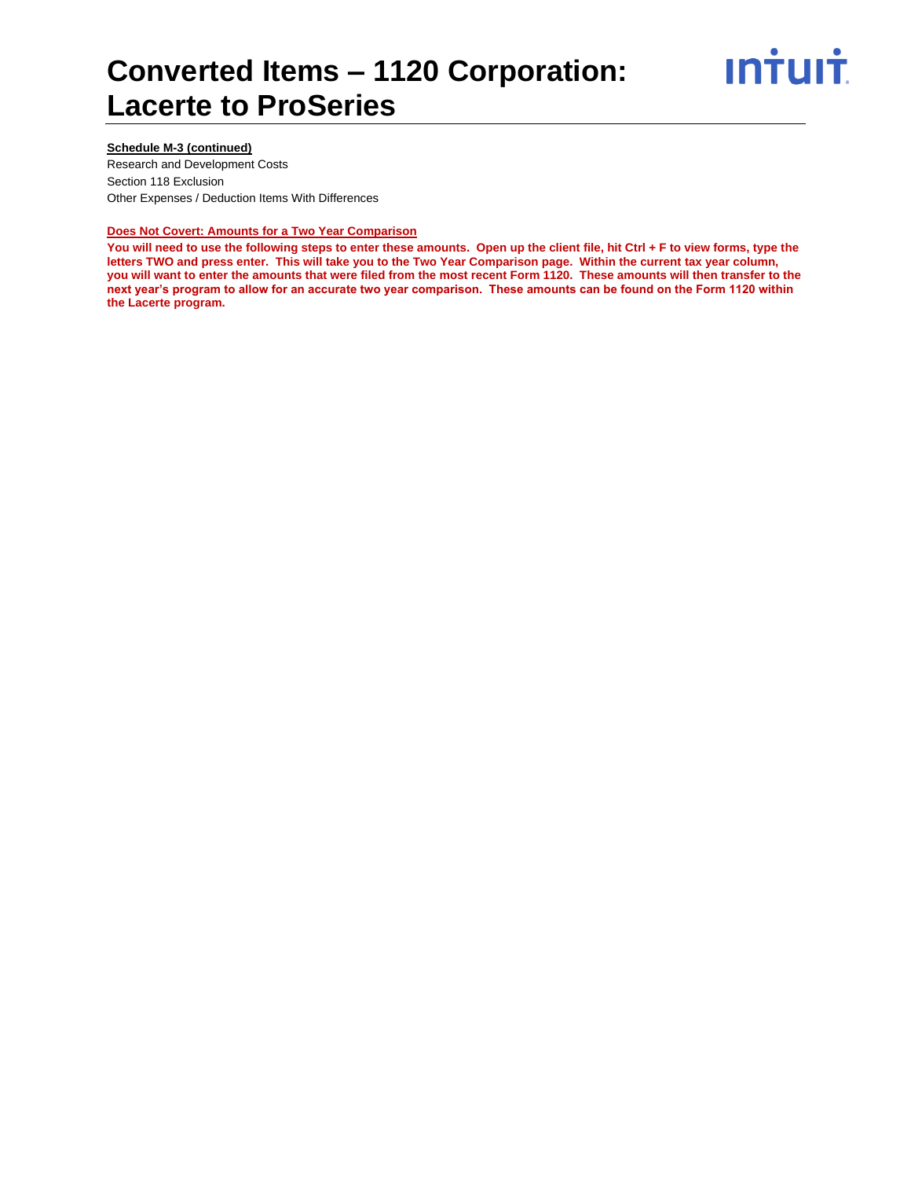**Schedule M-3 (continued)**

Research and Development Costs

Section 118 Exclusion

Other Expenses / Deduction Items With Differences

**Does Not Covert: Amounts for a Two Year Comparison**

**You will need to use the following steps to enter these amounts. Open up the client file, hit Ctrl + F to view forms, type the letters TWO and press enter. This will take you to the Two Year Comparison page. Within the current tax year column, you will want to enter the amounts that were filed from the most recent Form 1120. These amounts will then transfer to the next year's program to allow for an accurate two year comparison. These amounts can be found on the Form 1120 within the Lacerte program.**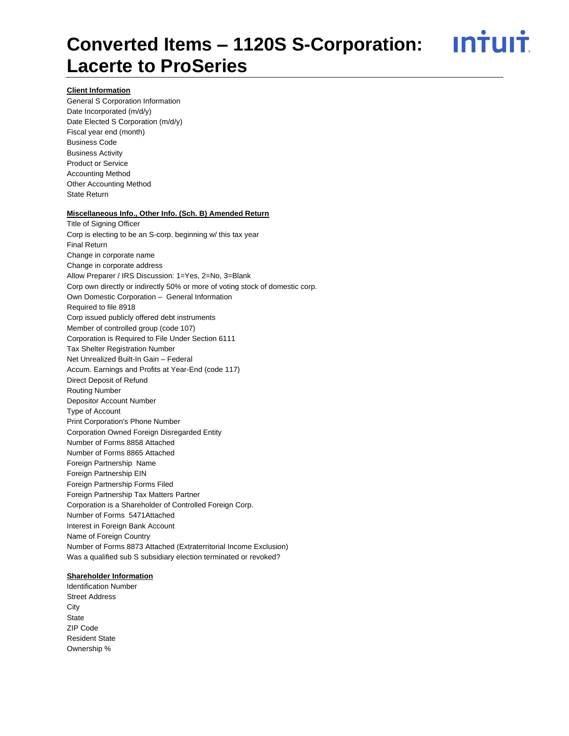# Converted Items – 1120S S-Corporation: Lacerte to ProSeries

**Client Information**

General S Corporation Information
Date Incorporated (m/d/y)
Date Elected S Corporation (m/d/y)
Fiscal year end (month)
Business Code
Business Activity
Product or Service
Accounting Method
Other Accounting Method
State Return

**Miscellaneous Info., Other Info. (Sch. B) Amended Return**

Title of Signing Officer
Corp is electing to be an S-corp. beginning w/ this tax year
Final Return
Change in corporate name
Change in corporate address
Allow Preparer / IRS Discussion: 1=Yes, 2=No, 3=Blank
Corp own directly or indirectly 50% or more of voting stock of domestic corp.
Own Domestic Corporation – General Information
Required to file 8918
Corp issued publicly offered debt instruments
Member of controlled group (code 107)
Corporation is Required to File Under Section 6111
Tax Shelter Registration Number
Net Unrealized Built-In Gain – Federal
Accum. Earnings and Profits at Year-End (code 117)
Direct Deposit of Refund
Routing Number
Depositor Account Number
Type of Account
Print Corporation's Phone Number
Corporation Owned Foreign Disregarded Entity
Number of Forms 8858 Attached
Number of Forms 8865 Attached
Foreign Partnership Name
Foreign Partnership EIN
Foreign Partnership Forms Filed
Foreign Partnership Tax Matters Partner
Corporation is a Shareholder of Controlled Foreign Corp.
Number of Forms 5471Attached
Interest in Foreign Bank Account
Name of Foreign Country
Number of Forms 8873 Attached (Extraterritorial Income Exclusion)
Was a qualified sub S subsidiary election terminated or revoked?

**Shareholder Information**

Identification Number
Street Address
City
State
ZIP Code
Resident State
Ownership %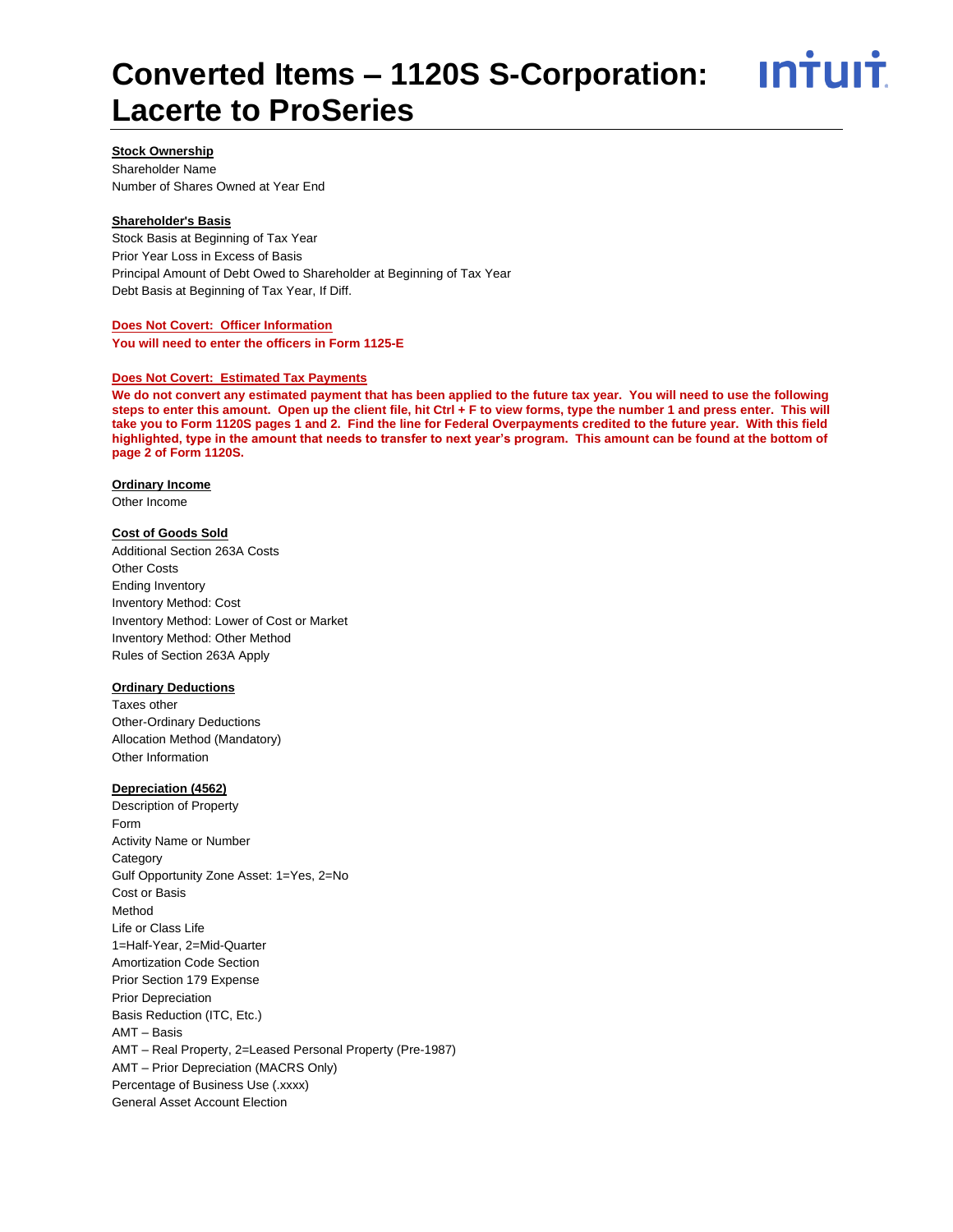# Converted Items – 1120S S-Corporation: Lacerte to ProSeries

**Stock Ownership**

Shareholder Name
Number of Shares Owned at Year End

**Shareholder's Basis**

Stock Basis at Beginning of Tax Year
Prior Year Loss in Excess of Basis
Principal Amount of Debt Owed to Shareholder at Beginning of Tax Year
Debt Basis at Beginning of Tax Year, If Diff.

**Does Not Covert: Officer Information**

**You will need to enter the officers in Form 1125-E**

**Does Not Covert: Estimated Tax Payments**

**We do not convert any estimated payment that has been applied to the future tax year. You will need to use the following steps to enter this amount. Open up the client file, hit Ctrl + F to view forms, type the number 1 and press enter. This will take you to Form 1120S pages 1 and 2. Find the line for Federal Overpayments credited to the future year. With this field highlighted, type in the amount that needs to transfer to next year's program. This amount can be found at the bottom of page 2 of Form 1120S.**

**Ordinary Income**

Other Income

**Cost of Goods Sold**

Additional Section 263A Costs
Other Costs
Ending Inventory
Inventory Method: Cost
Inventory Method: Lower of Cost or Market
Inventory Method: Other Method
Rules of Section 263A Apply

**Ordinary Deductions**

Taxes other
Other-Ordinary Deductions
Allocation Method (Mandatory)
Other Information

**Depreciation (4562)**

Description of Property
Form
Activity Name or Number
Category
Gulf Opportunity Zone Asset: 1=Yes, 2=No
Cost or Basis
Method
Life or Class Life
1=Half-Year, 2=Mid-Quarter
Amortization Code Section
Prior Section 179 Expense
Prior Depreciation
Basis Reduction (ITC, Etc.)
AMT – Basis
AMT – Real Property, 2=Leased Personal Property (Pre-1987)
AMT – Prior Depreciation (MACRS Only)
Percentage of Business Use (.xxxx)
General Asset Account Election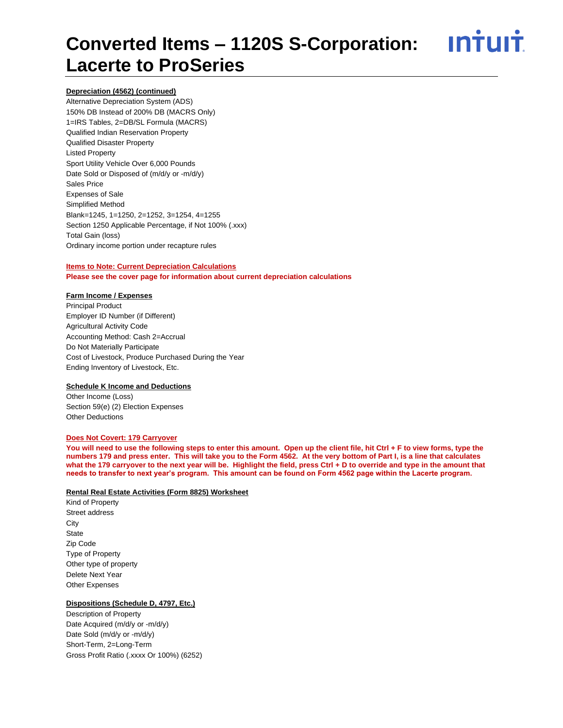**Depreciation (4562) (continued)**

Alternative Depreciation System (ADS)
150% DB Instead of 200% DB (MACRS Only)
1=IRS Tables, 2=DB/SL Formula (MACRS)
Qualified Indian Reservation Property
Qualified Disaster Property
Listed Property
Sport Utility Vehicle Over 6,000 Pounds
Date Sold or Disposed of (m/d/y or -m/d/y)
Sales Price
Expenses of Sale
Simplified Method
Blank=1245, 1=1250, 2=1252, 3=1254, 4=1255
Section 1250 Applicable Percentage, if Not 100% (.xxx)
Total Gain (loss)
Ordinary income portion under recapture rules

**Items to Note: Current Depreciation Calculations**

**Please see the cover page for information about current depreciation calculations**

**Farm Income / Expenses**

Principal Product
Employer ID Number (if Different)
Agricultural Activity Code
Accounting Method: Cash 2=Accrual
Do Not Materially Participate
Cost of Livestock, Produce Purchased During the Year
Ending Inventory of Livestock, Etc.

**Schedule K Income and Deductions**

Other Income (Loss)
Section 59(e) (2) Election Expenses
Other Deductions

**Does Not Covert: 179 Carryover**

**You will need to use the following steps to enter this amount. Open up the client file, hit Ctrl + F to view forms, type the numbers 179 and press enter. This will take you to the Form 4562. At the very bottom of Part I, is a line that calculates what the 179 carryover to the next year will be. Highlight the field, press Ctrl + D to override and type in the amount that needs to transfer to next year's program. This amount can be found on Form 4562 page within the Lacerte program.**

**Rental Real Estate Activities (Form 8825) Worksheet**

Kind of Property
Street address
City
State
Zip Code
Type of Property
Other type of property
Delete Next Year
Other Expenses

**Dispositions (Schedule D, 4797, Etc.)**

Description of Property
Date Acquired (m/d/y or -m/d/y)
Date Sold (m/d/y or -m/d/y)
Short-Term, 2=Long-Term
Gross Profit Ratio (.xxxx Or 100%) (6252)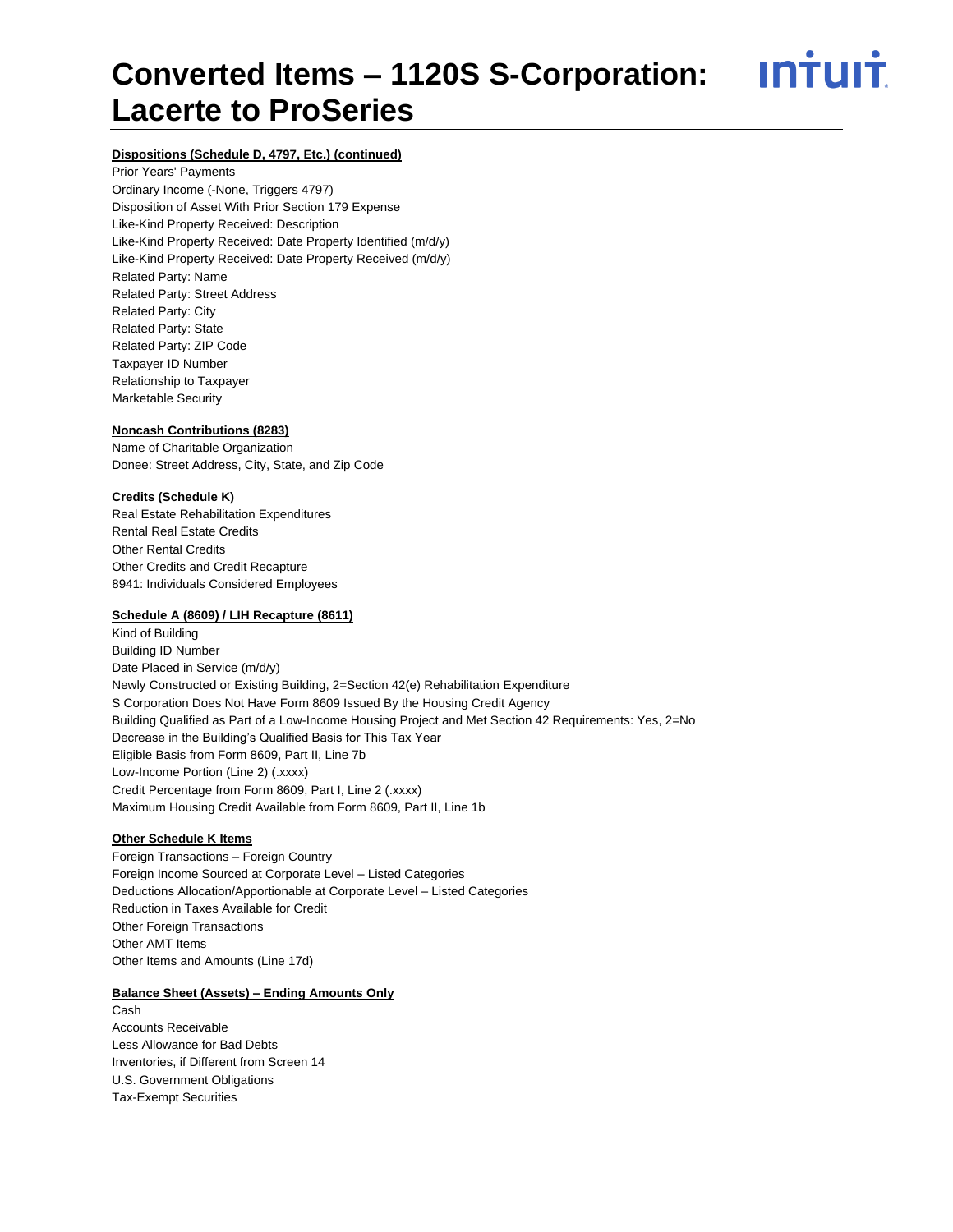# Converted Items – 1120S S-Corporation: Lacerte to ProSeries

**Dispositions (Schedule D, 4797, Etc.) (continued)**

Prior Years' Payments
Ordinary Income (-None, Triggers 4797)
Disposition of Asset With Prior Section 179 Expense
Like-Kind Property Received: Description
Like-Kind Property Received: Date Property Identified (m/d/y)
Like-Kind Property Received: Date Property Received (m/d/y)
Related Party: Name
Related Party: Street Address
Related Party: City
Related Party: State
Related Party: ZIP Code
Taxpayer ID Number
Relationship to Taxpayer
Marketable Security

**Noncash Contributions (8283)**

Name of Charitable Organization
Donee: Street Address, City, State, and Zip Code

**Credits (Schedule K)**

Real Estate Rehabilitation Expenditures
Rental Real Estate Credits
Other Rental Credits
Other Credits and Credit Recapture
8941: Individuals Considered Employees

**Schedule A (8609) / LIH Recapture (8611)**

Kind of Building
Building ID Number
Date Placed in Service (m/d/y)
Newly Constructed or Existing Building, 2=Section 42(e) Rehabilitation Expenditure
S Corporation Does Not Have Form 8609 Issued By the Housing Credit Agency
Building Qualified as Part of a Low-Income Housing Project and Met Section 42 Requirements: Yes, 2=No
Decrease in the Building's Qualified Basis for This Tax Year
Eligible Basis from Form 8609, Part II, Line 7b
Low-Income Portion (Line 2) (.xxxx)
Credit Percentage from Form 8609, Part I, Line 2 (.xxxx)
Maximum Housing Credit Available from Form 8609, Part II, Line 1b

**Other Schedule K Items**

Foreign Transactions – Foreign Country
Foreign Income Sourced at Corporate Level – Listed Categories
Deductions Allocation/Apportionable at Corporate Level – Listed Categories
Reduction in Taxes Available for Credit
Other Foreign Transactions
Other AMT Items
Other Items and Amounts (Line 17d)

**Balance Sheet (Assets) – Ending Amounts Only**

Cash
Accounts Receivable
Less Allowance for Bad Debts
Inventories, if Different from Screen 14
U.S. Government Obligations
Tax-Exempt Securities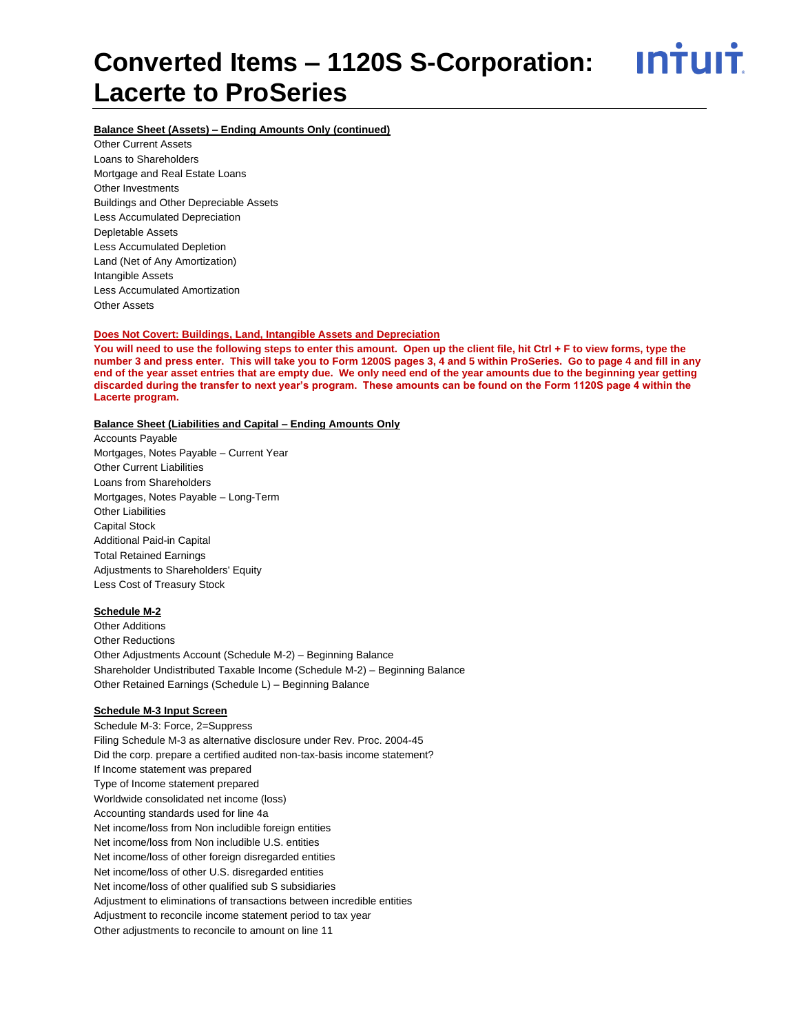**Balance Sheet (Assets) – Ending Amounts Only (continued)**

Other Current Assets
Loans to Shareholders
Mortgage and Real Estate Loans
Other Investments
Buildings and Other Depreciable Assets
Less Accumulated Depreciation
Depletable Assets
Less Accumulated Depletion
Land (Net of Any Amortization)
Intangible Assets
Less Accumulated Amortization
Other Assets

**Does Not Covert: Buildings, Land, Intangible Assets and Depreciation**

**You will need to use the following steps to enter this amount. Open up the client file, hit Ctrl + F to view forms, type the number 3 and press enter. This will take you to Form 1200S pages 3, 4 and 5 within ProSeries. Go to page 4 and fill in any end of the year asset entries that are empty due. We only need end of the year amounts due to the beginning year getting discarded during the transfer to next year's program. These amounts can be found on the Form 1120S page 4 within the Lacerte program.**

**Balance Sheet (Liabilities and Capital – Ending Amounts Only**

Accounts Payable
Mortgages, Notes Payable – Current Year
Other Current Liabilities
Loans from Shareholders
Mortgages, Notes Payable – Long-Term
Other Liabilities
Capital Stock
Additional Paid-in Capital
Total Retained Earnings
Adjustments to Shareholders' Equity
Less Cost of Treasury Stock

**Schedule M-2**

Other Additions
Other Reductions
Other Adjustments Account (Schedule M-2) – Beginning Balance
Shareholder Undistributed Taxable Income (Schedule M-2) – Beginning Balance
Other Retained Earnings (Schedule L) – Beginning Balance

**Schedule M-3 Input Screen**

Schedule M-3: Force, 2=Suppress
Filing Schedule M-3 as alternative disclosure under Rev. Proc. 2004-45
Did the corp. prepare a certified audited non-tax-basis income statement?
If Income statement was prepared
Type of Income statement prepared
Worldwide consolidated net income (loss)
Accounting standards used for line 4a
Net income/loss from Non includible foreign entities
Net income/loss from Non includible U.S. entities
Net income/loss of other foreign disregarded entities
Net income/loss of other U.S. disregarded entities
Net income/loss of other qualified sub S subsidiaries
Adjustment to eliminations of transactions between incredible entities
Adjustment to reconcile income statement period to tax year
Other adjustments to reconcile to amount on line 11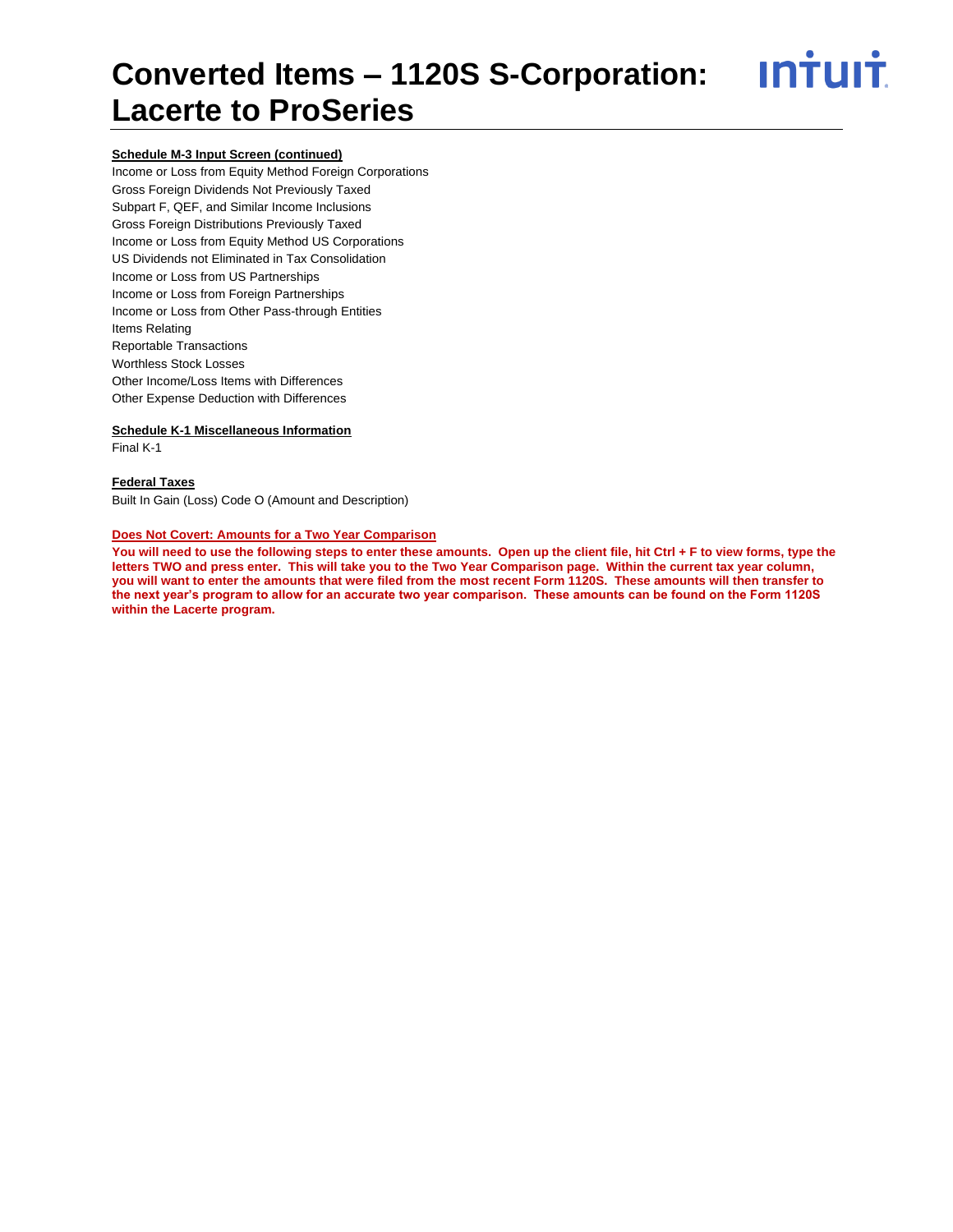**Schedule M-3 Input Screen (continued)**

Income or Loss from Equity Method Foreign Corporations
Gross Foreign Dividends Not Previously Taxed
Subpart F, QEF, and Similar Income Inclusions
Gross Foreign Distributions Previously Taxed
Income or Loss from Equity Method US Corporations
US Dividends not Eliminated in Tax Consolidation
Income or Loss from US Partnerships
Income or Loss from Foreign Partnerships
Income or Loss from Other Pass-through Entities
Items Relating
Reportable Transactions
Worthless Stock Losses
Other Income/Loss Items with Differences
Other Expense Deduction with Differences

**Schedule K-1 Miscellaneous Information**

Final K-1

**Federal Taxes**

Built In Gain (Loss) Code O (Amount and Description)

**Does Not Covert: Amounts for a Two Year Comparison**

**You will need to use the following steps to enter these amounts. Open up the client file, hit Ctrl + F to view forms, type the letters TWO and press enter. This will take you to the Two Year Comparison page. Within the current tax year column, you will want to enter the amounts that were filed from the most recent Form 1120S. These amounts will then transfer to the next year's program to allow for an accurate two year comparison. These amounts can be found on the Form 1120S within the Lacerte program.**